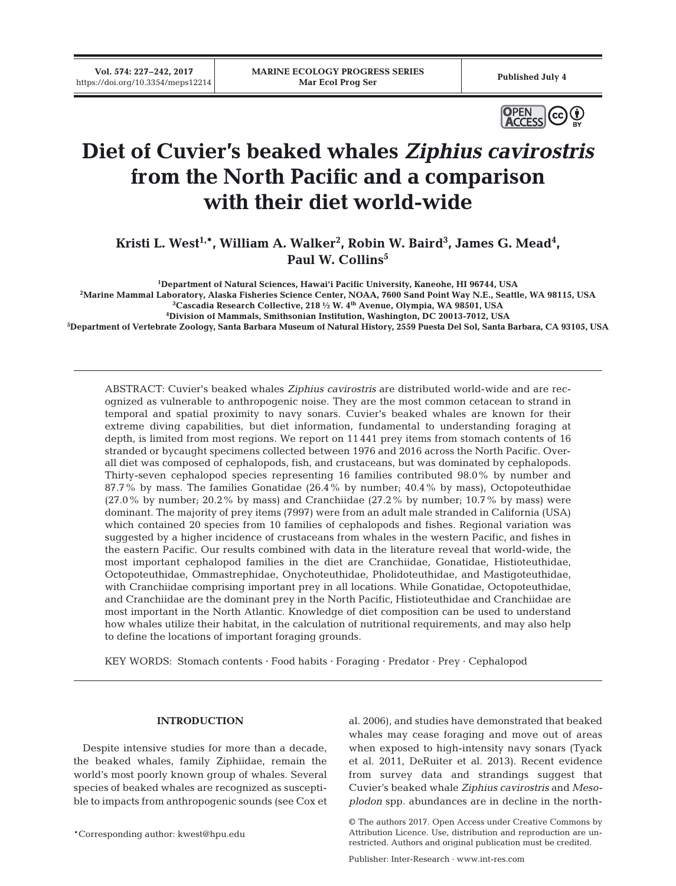# Diet of Cuvier's beaked whales *Ziphius cavirostris* from the North Pacific and a comparison with their diet world-wide

**Kristi L. West[1,*], William A. Walker[2], Robin W. Baird[3], James G. Mead[4], Paul W. Collins[5]**

[1]Department of Natural Sciences, Hawai'i Pacific University, Kaneohe, HI 96744, USA
[2]Marine Mammal Laboratory, Alaska Fisheries Science Center, NOAA, 7600 Sand Point Way N.E., Seattle, WA 98115, USA
[3]Cascadia Research Collective, 218 ½ W. 4th Avenue, Olympia, WA 98501, USA
[4]Division of Mammals, Smithsonian Institution, Washington, DC 20013-7012, USA
[5]Department of Vertebrate Zoology, Santa Barbara Museum of Natural History, 2559 Puesta Del Sol, Santa Barbara, CA 93105, USA

ABSTRACT: Cuvier's beaked whales *Ziphius cavirostris* are distributed world-wide and are recognized as vulnerable to anthropogenic noise. They are the most common cetacean to strand in temporal and spatial proximity to navy sonars. Cuvier's beaked whales are known for their extreme diving capabilities, but diet information, fundamental to understanding foraging at depth, is limited from most regions. We report on 11 441 prey items from stomach contents of 16 stranded or bycaught specimens collected between 1976 and 2016 across the North Pacific. Overall diet was composed of cephalopods, fish, and crustaceans, but was dominated by cephalopods. Thirty-seven cephalopod species representing 16 families contributed 98.0% by number and 87.7% by mass. The families Gonatidae (26.4% by number; 40.4% by mass), Octopoteuthidae (27.0% by number; 20.2% by mass) and Cranchiidae (27.2% by number; 10.7% by mass) were dominant. The majority of prey items (7997) were from an adult male stranded in California (USA) which contained 20 species from 10 families of cephalopods and fishes. Regional variation was suggested by a higher incidence of crustaceans from whales in the western Pacific, and fishes in the eastern Pacific. Our results combined with data in the literature reveal that world-wide, the most important cephalopod families in the diet are Cranchiidae, Gonatidae, Histioteuthidae, Octopoteuthidae, Ommastrephidae, Onychoteuthidae, Pholidoteuthidae, and Mastigoteuthidae, with Cranchiidae comprising important prey in all locations. While Gonatidae, Octopoteuthidae, and Cranchiidae are the dominant prey in the North Pacific, Histioteuthidae and Cranchiidae are most important in the North Atlantic. Knowledge of diet composition can be used to understand how whales utilize their habitat, in the calculation of nutritional requirements, and may also help to define the locations of important foraging grounds.

KEY WORDS: Stomach contents · Food habits · Foraging · Predator · Prey · Cephalopod

## INTRODUCTION

Despite intensive studies for more than a decade, the beaked whales, family Ziphiidae, remain the world's most poorly known group of whales. Several species of beaked whales are recognized as susceptible to impacts from anthropogenic sounds (see Cox et al. 2006), and studies have demonstrated that beaked whales may cease foraging and move out of areas when exposed to high-intensity navy sonars (Tyack et al. 2011, DeRuiter et al. 2013). Recent evidence from survey data and strandings suggest that Cuvier's beaked whale *Ziphius cavirostris* and *Mesoplodon* spp. abundances are in decline in the north-

*Corresponding author: kwest@hpu.edu

© The authors 2017. Open Access under Creative Commons by Attribution Licence. Use, distribution and reproduction are unrestricted. Authors and original publication must be credited.

Publisher: Inter-Research · www.int-res.com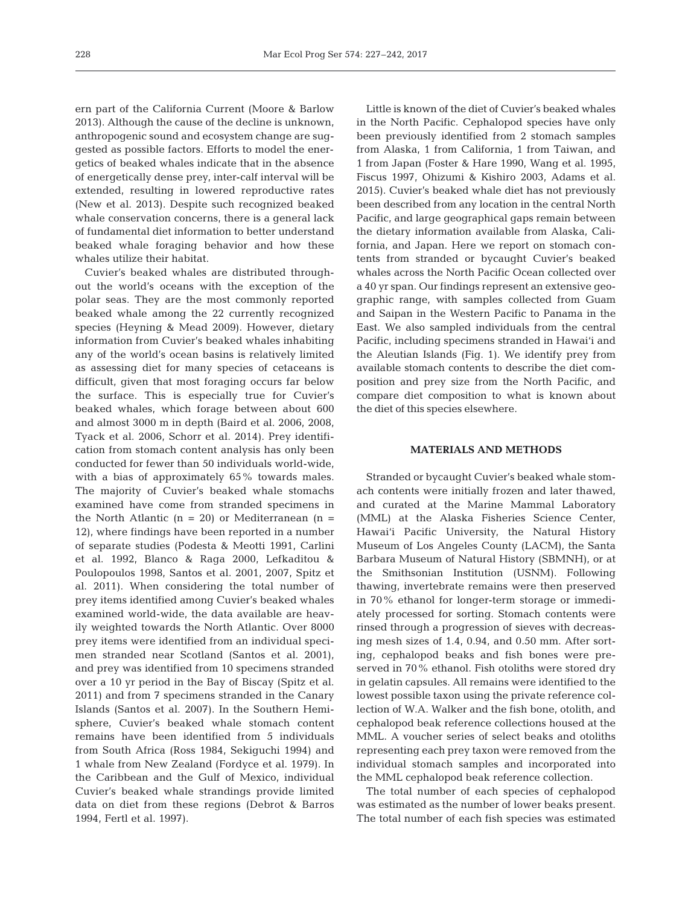ern part of the California Current (Moore & Barlow 2013). Although the cause of the decline is unknown, anthropogenic sound and ecosystem change are suggested as possible factors. Efforts to model the energetics of beaked whales indicate that in the absence of energetically dense prey, inter-calf interval will be extended, resulting in lowered reproductive rates (New et al. 2013). Despite such recognized beaked whale conservation concerns, there is a general lack of fundamental diet information to better understand beaked whale foraging behavior and how these whales utilize their habitat.

Cuvier's beaked whales are distributed throughout the world's oceans with the exception of the polar seas. They are the most commonly reported beaked whale among the 22 currently recognized species (Heyning & Mead 2009). However, dietary information from Cuvier's beaked whales inhabiting any of the world's ocean basins is relatively limited as assessing diet for many species of cetaceans is difficult, given that most foraging occurs far below the surface. This is especially true for Cuvier's beaked whales, which forage between about 600 and almost 3000 m in depth (Baird et al. 2006, 2008, Tyack et al. 2006, Schorr et al. 2014). Prey identification from stomach content analysis has only been conducted for fewer than 50 individuals world-wide, with a bias of approximately 65% towards males. The majority of Cuvier's beaked whale stomachs examined have come from stranded specimens in the North Atlantic (n = 20) or Mediterranean (n = 12), where findings have been reported in a number of separate studies (Podesta & Meotti 1991, Carlini et al. 1992, Blanco & Raga 2000, Lefkaditou & Poulopoulos 1998, Santos et al. 2001, 2007, Spitz et al. 2011). When considering the total number of prey items identified among Cuvier's beaked whales examined world-wide, the data available are heavily weighted towards the North Atlantic. Over 8000 prey items were identified from an individual specimen stranded near Scotland (Santos et al. 2001), and prey was identified from 10 specimens stranded over a 10 yr period in the Bay of Biscay (Spitz et al. 2011) and from 7 specimens stranded in the Canary Islands (Santos et al. 2007). In the Southern Hemisphere, Cuvier's beaked whale stomach content remains have been identified from 5 individuals from South Africa (Ross 1984, Sekiguchi 1994) and 1 whale from New Zealand (Fordyce et al. 1979). In the Caribbean and the Gulf of Mexico, individual Cuvier's beaked whale strandings provide limited data on diet from these regions (Debrot & Barros 1994, Fertl et al. 1997).

Little is known of the diet of Cuvier's beaked whales in the North Pacific. Cephalopod species have only been previously identified from 2 stomach samples from Alaska, 1 from California, 1 from Taiwan, and 1 from Japan (Foster & Hare 1990, Wang et al. 1995, Fiscus 1997, Ohizumi & Kishiro 2003, Adams et al. 2015). Cuvier's beaked whale diet has not previously been described from any location in the central North Pacific, and large geographical gaps remain between the dietary information available from Alaska, California, and Japan. Here we report on stomach contents from stranded or bycaught Cuvier's beaked whales across the North Pacific Ocean collected over a 40 yr span. Our findings represent an extensive geographic range, with samples collected from Guam and Saipan in the Western Pacific to Panama in the East. We also sampled individuals from the central Pacific, including specimens stranded in Hawai'i and the Aleutian Islands (Fig. 1). We identify prey from available stomach contents to describe the diet composition and prey size from the North Pacific, and compare diet composition to what is known about the diet of this species elsewhere.

## MATERIALS AND METHODS

Stranded or bycaught Cuvier's beaked whale stomach contents were initially frozen and later thawed, and curated at the Marine Mammal Laboratory (MML) at the Alaska Fisheries Science Center, Hawai'i Pacific University, the Natural History Museum of Los Angeles County (LACM), the Santa Barbara Museum of Natural History (SBMNH), or at the Smithsonian Institution (USNM). Following thawing, invertebrate remains were then preserved in 70% ethanol for longer-term storage or immediately processed for sorting. Stomach contents were rinsed through a progression of sieves with decreasing mesh sizes of 1.4, 0.94, and 0.50 mm. After sorting, cephalopod beaks and fish bones were preserved in 70% ethanol. Fish otoliths were stored dry in gelatin capsules. All remains were identified to the lowest possible taxon using the private reference collection of W.A. Walker and the fish bone, otolith, and cephalopod beak reference collections housed at the MML. A voucher series of select beaks and otoliths representing each prey taxon were removed from the individual stomach samples and incorporated into the MML cephalopod beak reference collection.

The total number of each species of cephalopod was estimated as the number of lower beaks present. The total number of each fish species was estimated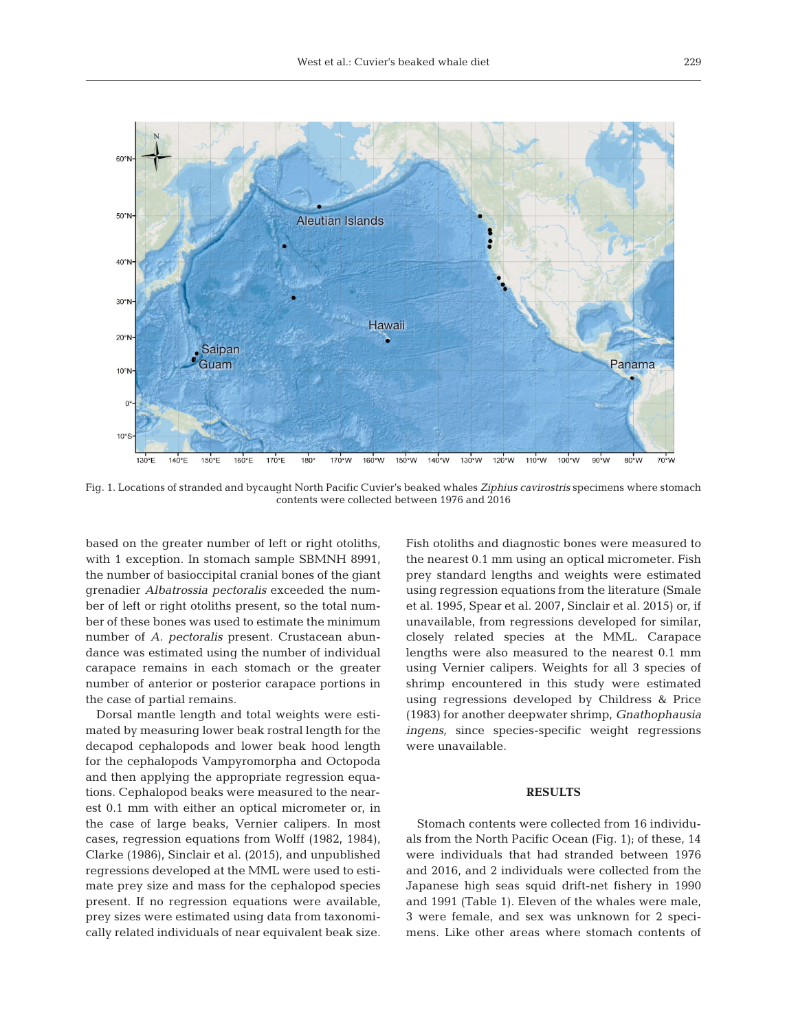Fig. 1. Locations of stranded and bycaught North Pacific Cuvier's beaked whales *Ziphius cavirostris* specimens where stomach contents were collected between 1976 and 2016

based on the greater number of left or right otoliths, with 1 exception. In stomach sample SBMNH 8991, the number of basioccipital cranial bones of the giant grenadier *Albatrossia pectoralis* exceeded the number of left or right otoliths present, so the total number of these bones was used to estimate the minimum number of *A. pectoralis* present. Crustacean abundance was estimated using the number of individual carapace remains in each stomach or the greater number of anterior or posterior carapace portions in the case of partial remains.

Dorsal mantle length and total weights were estimated by measuring lower beak rostral length for the decapod cephalopods and lower beak hood length for the cephalopods Vampyromorpha and Octopoda and then applying the appropriate regression equations. Cephalopod beaks were measured to the nearest 0.1 mm with either an optical micrometer or, in the case of large beaks, Vernier calipers. In most cases, regression equations from Wolff (1982, 1984), Clarke (1986), Sinclair et al. (2015), and unpublished regressions developed at the MML were used to estimate prey size and mass for the cephalopod species present. If no regression equations were available, prey sizes were estimated using data from taxonomically related individuals of near equivalent beak size.

Fish otoliths and diagnostic bones were measured to the nearest 0.1 mm using an optical micrometer. Fish prey standard lengths and weights were estimated using regression equations from the literature (Smale et al. 1995, Spear et al. 2007, Sinclair et al. 2015) or, if unavailable, from regressions developed for similar, closely related species at the MML. Carapace lengths were also measured to the nearest 0.1 mm using Vernier calipers. Weights for all 3 species of shrimp encountered in this study were estimated using regressions developed by Childress & Price (1983) for another deepwater shrimp, *Gnathophausia ingens,* since species-specific weight regressions were unavailable.

## RESULTS

Stomach contents were collected from 16 individuals from the North Pacific Ocean (Fig. 1); of these, 14 were individuals that had stranded between 1976 and 2016, and 2 individuals were collected from the Japanese high seas squid drift-net fishery in 1990 and 1991 (Table 1). Eleven of the whales were male, 3 were female, and sex was unknown for 2 specimens. Like other areas where stomach contents of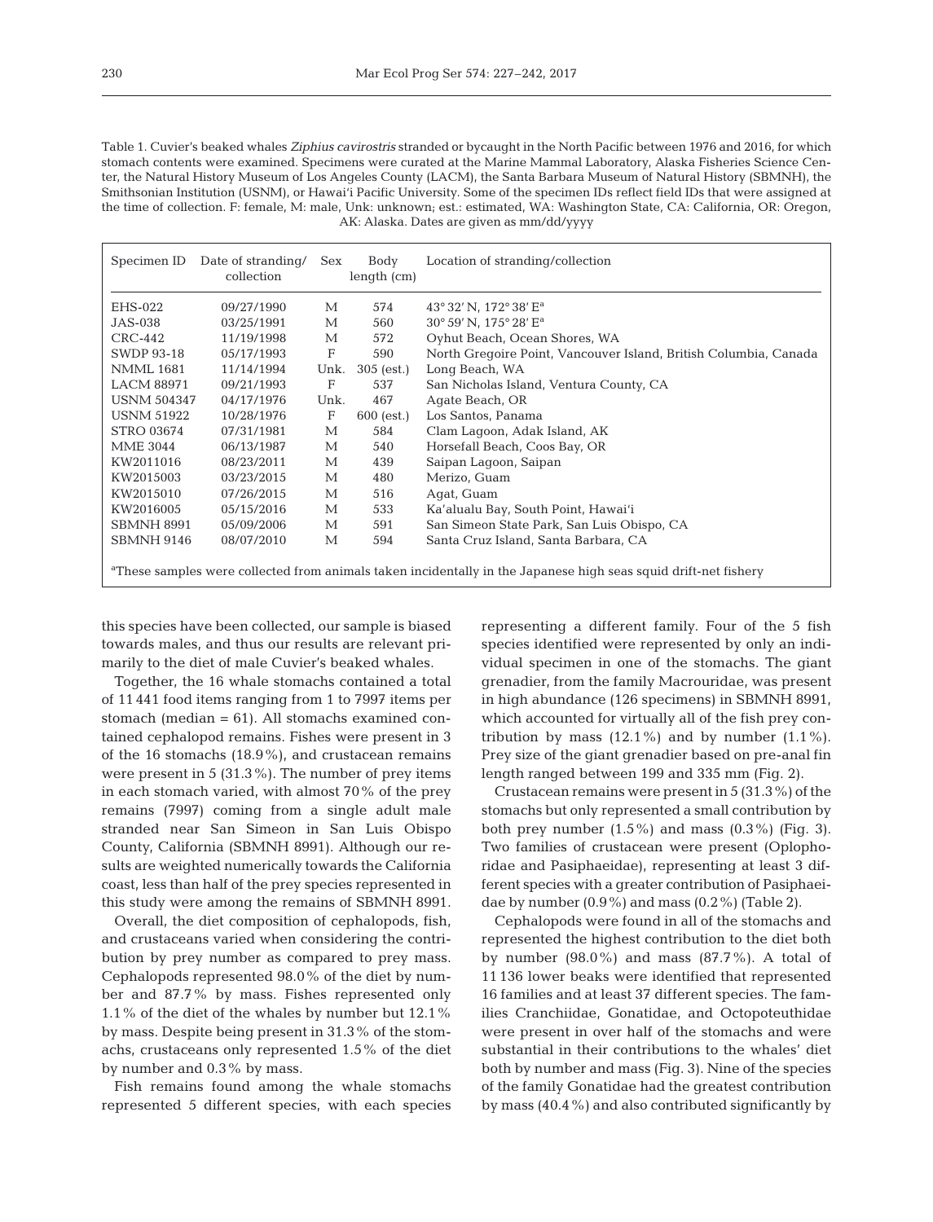Table 1. Cuvier's beaked whales *Ziphius cavirostris* stranded or bycaught in the North Pacific between 1976 and 2016, for which stomach contents were examined. Specimens were curated at the Marine Mammal Laboratory, Alaska Fisheries Science Center, the Natural History Museum of Los Angeles County (LACM), the Santa Barbara Museum of Natural History (SBMNH), the Smithsonian Institution (USNM), or Hawai'i Pacific University. Some of the specimen IDs reflect field IDs that were assigned at the time of collection. F: female, M: male, Unk: unknown; est.: estimated, WA: Washington State, CA: California, OR: Oregon, AK: Alaska. Dates are given as mm/dd/yyyy

| Specimen ID | Date of stranding/ collection | Sex | Body length (cm) | Location of stranding/collection |
|---|---|---|---|---|
| EHS-022 | 09/27/1990 | M | 574 | 43° 32' N, 172° 38' E[a] |
| JAS-038 | 03/25/1991 | M | 560 | 30° 59' N, 175° 28' E[a] |
| CRC-442 | 11/19/1998 | M | 572 | Oyhut Beach, Ocean Shores, WA |
| SWDP 93-18 | 05/17/1993 | F | 590 | North Gregoire Point, Vancouver Island, British Columbia, Canada |
| NMML 1681 | 11/14/1994 | Unk. | 305 (est.) | Long Beach, WA |
| LACM 88971 | 09/21/1993 | F | 537 | San Nicholas Island, Ventura County, CA |
| USNM 504347 | 04/17/1976 | Unk. | 467 | Agate Beach, OR |
| USNM 51922 | 10/28/1976 | F | 600 (est.) | Los Santos, Panama |
| STRO 03674 | 07/31/1981 | M | 584 | Clam Lagoon, Adak Island, AK |
| MME 3044 | 06/13/1987 | M | 540 | Horsefall Beach, Coos Bay, OR |
| KW2011016 | 08/23/2011 | M | 439 | Saipan Lagoon, Saipan |
| KW2015003 | 03/23/2015 | M | 480 | Merizo, Guam |
| KW2015010 | 07/26/2015 | M | 516 | Agat, Guam |
| KW2016005 | 05/15/2016 | M | 533 | Ka'aluala Bay, South Point, Hawai'i |
| SBMNH 8991 | 05/09/2006 | M | 591 | San Simeon State Park, San Luis Obispo, CA |
| SBMNH 9146 | 08/07/2010 | M | 594 | Santa Cruz Island, Santa Barbara, CA |

[a]These samples were collected from animals taken incidentally in the Japanese high seas squid drift-net fishery

this species have been collected, our sample is biased towards males, and thus our results are relevant primarily to the diet of male Cuvier's beaked whales.

Together, the 16 whale stomachs contained a total of 11 441 food items ranging from 1 to 7997 items per stomach (median = 61). All stomachs examined contained cephalopod remains. Fishes were present in 3 of the 16 stomachs (18.9%), and crustacean remains were present in 5 (31.3%). The number of prey items in each stomach varied, with almost 70% of the prey remains (7997) coming from a single adult male stranded near San Simeon in San Luis Obispo County, California (SBMNH 8991). Although our results are weighted numerically towards the California coast, less than half of the prey species represented in this study were among the remains of SBMNH 8991.

Overall, the diet composition of cephalopods, fish, and crustaceans varied when considering the contribution by prey number as compared to prey mass. Cephalopods represented 98.0% of the diet by number and 87.7% by mass. Fishes represented only 1.1% of the diet of the whales by number but 12.1% by mass. Despite being present in 31.3% of the stomachs, crustaceans only represented 1.5% of the diet by number and 0.3% by mass.

Fish remains found among the whale stomachs represented 5 different species, with each species representing a different family. Four of the 5 fish species identified were represented by only an individual specimen in one of the stomachs. The giant grenadier, from the family Macrouridae, was present in high abundance (126 specimens) in SBMNH 8991, which accounted for virtually all of the fish prey contribution by mass (12.1%) and by number (1.1%). Prey size of the giant grenadier based on pre-anal fin length ranged between 199 and 335 mm (Fig. 2).

Crustacean remains were present in 5 (31.3%) of the stomachs but only represented a small contribution by both prey number (1.5%) and mass (0.3%) (Fig. 3). Two families of crustacean were present (Oplophoridae and Pasiphaeidae), representing at least 3 different species with a greater contribution of Pasiphaeidae by number (0.9%) and mass (0.2%) (Table 2).

Cephalopods were found in all of the stomachs and represented the highest contribution to the diet both by number (98.0%) and mass (87.7%). A total of 11 136 lower beaks were identified that represented 16 families and at least 37 different species. The families Cranchiidae, Gonatidae, and Octopoteuthidae were present in over half of the stomachs and were substantial in their contributions to the whales' diet both by number and mass (Fig. 3). Nine of the species of the family Gonatidae had the greatest contribution by mass (40.4%) and also contributed significantly by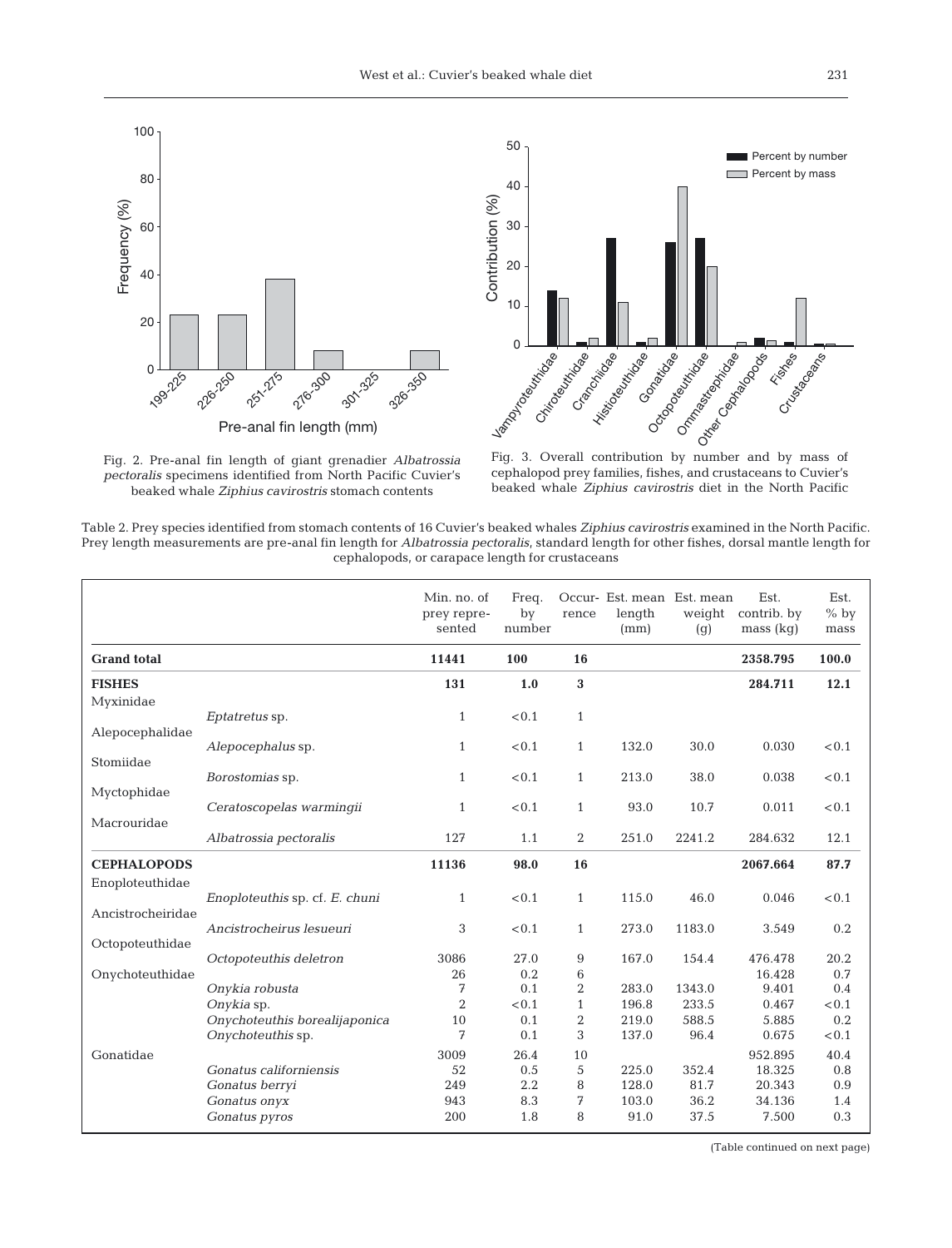Fig. 2. Pre-anal fin length of giant grenadier *Albatrossia pectoralis* specimens identified from North Pacific Cuvier's beaked whale *Ziphius cavirostris* stomach contents

Fig. 3. Overall contribution by number and by mass of cephalopod prey families, fishes, and crustaceans to Cuvier's beaked whale *Ziphius cavirostris* diet in the North Pacific

Table 2. Prey species identified from stomach contents of 16 Cuvier's beaked whales *Ziphius cavirostris* examined in the North Pacific. Prey length measurements are pre-anal fin length for *Albatrossia pectoralis*, standard length for other fishes, dorsal mantle length for cephalopods, or carapace length for crustaceans

| | | Min. no. of prey represented | Freq. by number | Occurrence | Est. mean length (mm) | Est. mean weight (g) | Est. contrib. by mass (kg) | Est. % by mass |
|---|---|---|---|---|---|---|---|---|
| **Grand total** | | **11441** | **100** | **16** | | | **2358.795** | **100.0** |
| **FISHES** | | **131** | **1.0** | **3** | | | **284.711** | **12.1** |
| Myxinidae | | | | | | | | |
| | *Eptatretus* sp. | 1 | <0.1 | 1 | | | | |
| Alepocephalidae | | | | | | | | |
| | *Alepocephalus* sp. | 1 | <0.1 | 1 | 132.0 | 30.0 | 0.030 | <0.1 |
| Stomiidae | | | | | | | | |
| | *Borostomias* sp. | 1 | <0.1 | 1 | 213.0 | 38.0 | 0.038 | <0.1 |
| Myctophidae | | | | | | | | |
| | *Ceratoscopelas warmingii* | 1 | <0.1 | 1 | 93.0 | 10.7 | 0.011 | <0.1 |
| Macrouridae | | | | | | | | |
| | *Albatrossia pectoralis* | 127 | 1.1 | 2 | 251.0 | 2241.2 | 284.632 | 12.1 |
| **CEPHALOPODS** | | **11136** | **98.0** | **16** | | | **2067.664** | **87.7** |
| Enoploteuthidae | | | | | | | | |
| | *Enoploteuthis* sp. cf. *E. chuni* | 1 | <0.1 | 1 | 115.0 | 46.0 | 0.046 | <0.1 |
| Ancistrocheiridae | | | | | | | | |
| | *Ancistrocheirus lesueuri* | 3 | <0.1 | 1 | 273.0 | 1183.0 | 3.549 | 0.2 |
| Octopoteuthidae | | | | | | | | |
| | *Octopoteuthis deletron* | 3086 | 27.0 | 9 | 167.0 | 154.4 | 476.478 | 20.2 |
| Onychoteuthidae | | 26 | 0.2 | 6 | | | 16.428 | 0.7 |
| | *Onykia robusta* | 7 | 0.1 | 2 | 283.0 | 1343.0 | 9.401 | 0.4 |
| | *Onykia* sp. | 2 | <0.1 | 1 | 196.8 | 233.5 | 0.467 | <0.1 |
| | *Onychoteuthis borealijaponica* | 10 | 0.1 | 2 | 219.0 | 588.5 | 5.885 | 0.2 |
| | *Onychoteuthis* sp. | 7 | 0.1 | 3 | 137.0 | 96.4 | 0.675 | <0.1 |
| Gonatidae | | 3009 | 26.4 | 10 | | | 952.895 | 40.4 |
| | *Gonatus californiensis* | 52 | 0.5 | 5 | 225.0 | 352.4 | 18.325 | 0.8 |
| | *Gonatus berryi* | 249 | 2.2 | 8 | 128.0 | 81.7 | 20.343 | 0.9 |
| | *Gonatus onyx* | 943 | 8.3 | 7 | 103.0 | 36.2 | 34.136 | 1.4 |
| | *Gonatus pyros* | 200 | 1.8 | 8 | 91.0 | 37.5 | 7.500 | 0.3 |

(Table continued on next page)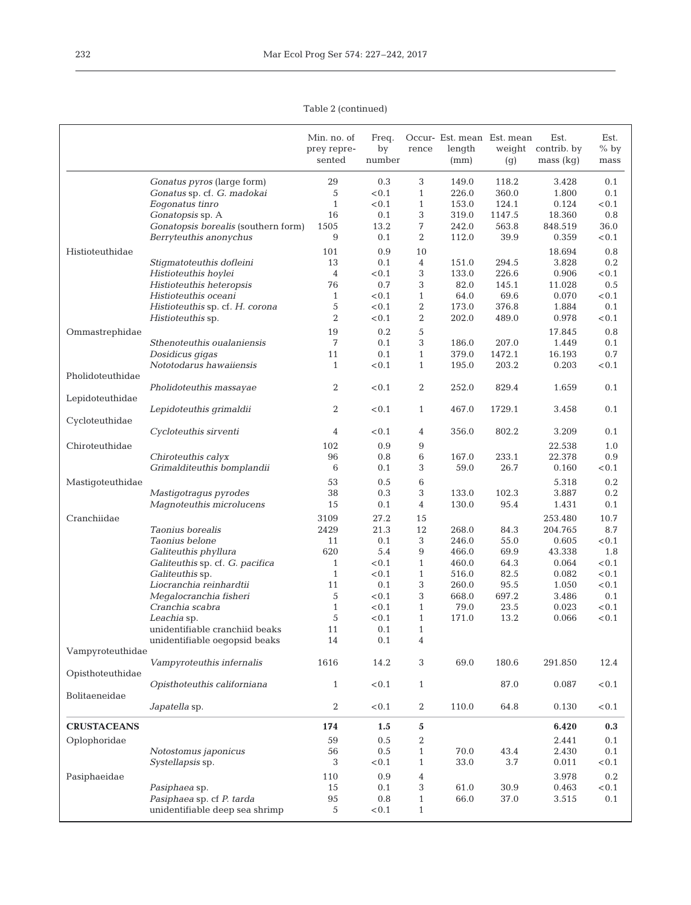Table 2 (continued)

| | | Min. no. of prey represented | Freq. by number | Occurrence | Est. mean length (mm) | Est. mean weight (g) | Est. contrib. by mass (kg) | Est. % by mass |
|---|---|---|---|---|---|---|---|---|
| | *Gonatus pyros* (large form) | 29 | 0.3 | 3 | 149.0 | 118.2 | 3.428 | 0.1 |
| | *Gonatus* sp. cf. *G. madokai* | 5 | <0.1 | 1 | 226.0 | 360.0 | 1.800 | 0.1 |
| | *Eogonatus tinro* | 1 | <0.1 | 1 | 153.0 | 124.1 | 0.124 | <0.1 |
| | *Gonatopsis* sp. A | 16 | 0.1 | 3 | 319.0 | 1147.5 | 18.360 | 0.8 |
| | *Gonatopsis borealis* (southern form) | 1505 | 13.2 | 7 | 242.0 | 563.8 | 848.519 | 36.0 |
| | *Berryteuthis anonychus* | 9 | 0.1 | 2 | 112.0 | 39.9 | 0.359 | <0.1 |
| Histioteuthidae | | 101 | 0.9 | 10 | | | 18.694 | 0.8 |
| | *Stigmatoteuthis dofleini* | 13 | 0.1 | 4 | 151.0 | 294.5 | 3.828 | 0.2 |
| | *Histioteuthis hoylei* | 4 | <0.1 | 3 | 133.0 | 226.6 | 0.906 | <0.1 |
| | *Histioteuthis heteropsis* | 76 | 0.7 | 3 | 82.0 | 145.1 | 11.028 | 0.5 |
| | *Histioteuthis oceani* | 1 | <0.1 | 1 | 64.0 | 69.6 | 0.070 | <0.1 |
| | *Histioteuthis* sp. cf. *H. corona* | 5 | <0.1 | 2 | 173.0 | 376.8 | 1.884 | 0.1 |
| | *Histioteuthis* sp. | 2 | <0.1 | 2 | 202.0 | 489.0 | 0.978 | <0.1 |
| Ommastrephidae | | 19 | 0.2 | 5 | | | 17.845 | 0.8 |
| | *Sthenoteuthis oualaniensis* | 7 | 0.1 | 3 | 186.0 | 207.0 | 1.449 | 0.1 |
| | *Dosidicus gigas* | 11 | 0.1 | 1 | 379.0 | 1472.1 | 16.193 | 0.7 |
| | *Nototodarus hawaiiensis* | 1 | <0.1 | 1 | 195.0 | 203.2 | 0.203 | <0.1 |
| Pholidoteuthidae | | | | | | | | |
| | *Pholidoteuthis massayae* | 2 | <0.1 | 2 | 252.0 | 829.4 | 1.659 | 0.1 |
| Lepidoteuthidae | | | | | | | | |
| | *Lepidoteuthis grimaldii* | 2 | <0.1 | 1 | 467.0 | 1729.1 | 3.458 | 0.1 |
| Cycloteuthidae | | | | | | | | |
| | *Cycloteuthis sirventi* | 4 | <0.1 | 4 | 356.0 | 802.2 | 3.209 | 0.1 |
| Chiroteuthidae | | 102 | 0.9 | 9 | | | 22.538 | 1.0 |
| | *Chiroteuthis calyx* | 96 | 0.8 | 6 | 167.0 | 233.1 | 22.378 | 0.9 |
| | *Grimalditeuthis bomplandii* | 6 | 0.1 | 3 | 59.0 | 26.7 | 0.160 | <0.1 |
| Mastigoteuthidae | | 53 | 0.5 | 6 | | | 5.318 | 0.2 |
| | *Mastigotragus pyrodes* | 38 | 0.3 | 3 | 133.0 | 102.3 | 3.887 | 0.2 |
| | *Magnoteuthis microlucens* | 15 | 0.1 | 4 | 130.0 | 95.4 | 1.431 | 0.1 |
| Cranchiidae | | 3109 | 27.2 | 15 | | | 253.480 | 10.7 |
| | *Taonius borealis* | 2429 | 21.3 | 12 | 268.0 | 84.3 | 204.765 | 8.7 |
| | *Taonius belone* | 11 | 0.1 | 3 | 246.0 | 55.0 | 0.605 | <0.1 |
| | *Galiteuthis phyllura* | 620 | 5.4 | 9 | 466.0 | 69.9 | 43.338 | 1.8 |
| | *Galiteuthis* sp. cf. *G. pacifica* | 1 | <0.1 | 1 | 460.0 | 64.3 | 0.064 | <0.1 |
| | *Galiteuthis* sp. | 1 | <0.1 | 1 | 516.0 | 82.5 | 0.082 | <0.1 |
| | *Liocranchia reinhardtii* | 11 | 0.1 | 3 | 260.0 | 95.5 | 1.050 | <0.1 |
| | *Megalocranchia fisheri* | 5 | <0.1 | 3 | 668.0 | 697.2 | 3.486 | 0.1 |
| | *Cranchia scabra* | 1 | <0.1 | 1 | 79.0 | 23.5 | 0.023 | <0.1 |
| | *Leachia* sp. | 5 | <0.1 | 1 | 171.0 | 13.2 | 0.066 | <0.1 |
| | unidentifiable cranchiid beaks | 11 | 0.1 | 1 | | | | |
| | unidentifiable oegopsid beaks | 14 | 0.1 | 4 | | | | |
| Vampyroteuthidae | | | | | | | | |
| | *Vampyroteuthis infernalis* | 1616 | 14.2 | 3 | 69.0 | 180.6 | 291.850 | 12.4 |
| Opisthoteuthidae | | | | | | | | |
| | *Opisthoteuthis californiana* | 1 | <0.1 | 1 | | 87.0 | 0.087 | <0.1 |
| Bolitaeneidae | | | | | | | | |
| | *Japatella* sp. | 2 | <0.1 | 2 | 110.0 | 64.8 | 0.130 | <0.1 |
| **CRUSTACEANS** | | **174** | **1.5** | **5** | | | **6.420** | **0.3** |
| Oplophoridae | | 59 | 0.5 | 2 | | | 2.441 | 0.1 |
| | *Notostomus japonicus* | 56 | 0.5 | 1 | 70.0 | 43.4 | 2.430 | 0.1 |
| | *Systellapsis* sp. | 3 | <0.1 | 1 | 33.0 | 3.7 | 0.011 | <0.1 |
| Pasiphaeidae | | 110 | 0.9 | 4 | | | 3.978 | 0.2 |
| | *Pasiphaea* sp. | 15 | 0.1 | 3 | 61.0 | 30.9 | 0.463 | <0.1 |
| | *Pasiphaea* sp. cf *P. tarda* | 95 | 0.8 | 1 | 66.0 | 37.0 | 3.515 | 0.1 |
| | unidentifiable deep sea shrimp | 5 | <0.1 | 1 | | | | |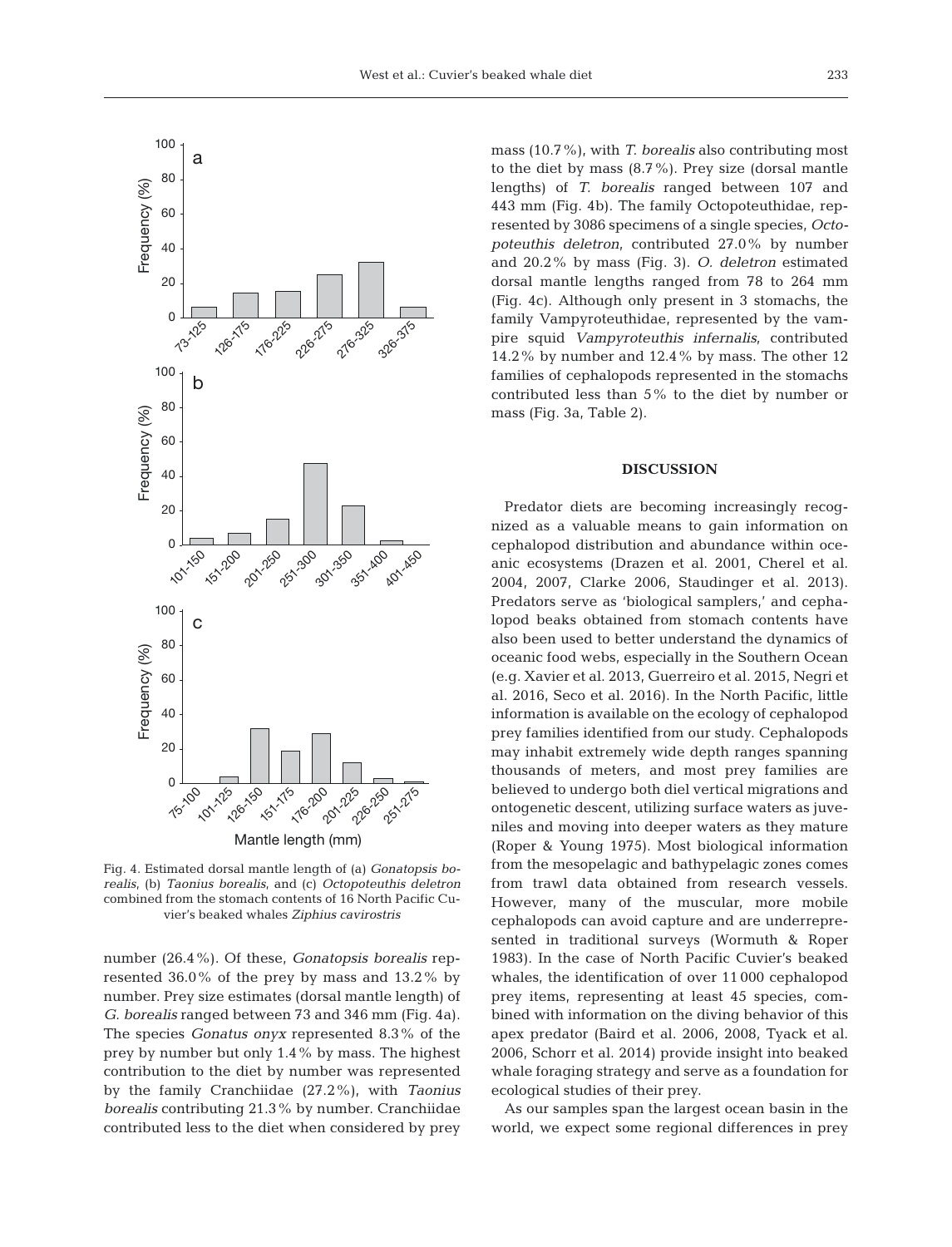Fig. 4. Estimated dorsal mantle length of (a) *Gonatopsis borealis*, (b) *Taonius borealis*, and (c) *Octopoteuthis deletron* combined from the stomach contents of 16 North Pacific Cuvier's beaked whales *Ziphius cavirostris*

number (26.4%). Of these, *Gonatopsis borealis* represented 36.0% of the prey by mass and 13.2% by number. Prey size estimates (dorsal mantle length) of *G. borealis* ranged between 73 and 346 mm (Fig. 4a). The species *Gonatus onyx* represented 8.3% of the prey by number but only 1.4% by mass. The highest contribution to the diet by number was represented by the family Cranchiidae (27.2%), with *Taonius borealis* contributing 21.3% by number. Cranchiidae contributed less to the diet when considered by prey mass (10.7%), with *T. borealis* also contributing most to the diet by mass (8.7%). Prey size (dorsal mantle lengths) of *T. borealis* ranged between 107 and 443 mm (Fig. 4b). The family Octopoteuthidae, represented by 3086 specimens of a single species, *Octopoteuthis deletron*, contributed 27.0% by number and 20.2% by mass (Fig. 3). *O. deletron* estimated dorsal mantle lengths ranged from 78 to 264 mm (Fig. 4c). Although only present in 3 stomachs, the family Vampyroteuthidae, represented by the vampire squid *Vampyroteuthis infernalis*, contributed 14.2% by number and 12.4% by mass. The other 12 families of cephalopods represented in the stomachs contributed less than 5% to the diet by number or mass (Fig. 3a, Table 2).

## DISCUSSION

Predator diets are becoming increasingly recognized as a valuable means to gain information on cephalopod distribution and abundance within oceanic ecosystems (Drazen et al. 2001, Cherel et al. 2004, 2007, Clarke 2006, Staudinger et al. 2013). Predators serve as 'biological samplers,' and cephalopod beaks obtained from stomach contents have also been used to better understand the dynamics of oceanic food webs, especially in the Southern Ocean (e.g. Xavier et al. 2013, Guerreiro et al. 2015, Negri et al. 2016, Seco et al. 2016). In the North Pacific, little information is available on the ecology of cephalopod prey families identified from our study. Cephalopods may inhabit extremely wide depth ranges spanning thousands of meters, and most prey families are believed to undergo both diel vertical migrations and ontogenetic descent, utilizing surface waters as juveniles and moving into deeper waters as they mature (Roper & Young 1975). Most biological information from the mesopelagic and bathypelagic zones comes from trawl data obtained from research vessels. However, many of the muscular, more mobile cephalopods can avoid capture and are underrepresented in traditional surveys (Wormuth & Roper 1983). In the case of North Pacific Cuvier's beaked whales, the identification of over 11 000 cephalopod prey items, representing at least 45 species, combined with information on the diving behavior of this apex predator (Baird et al. 2006, 2008, Tyack et al. 2006, Schorr et al. 2014) provide insight into beaked whale foraging strategy and serve as a foundation for ecological studies of their prey.

As our samples span the largest ocean basin in the world, we expect some regional differences in prey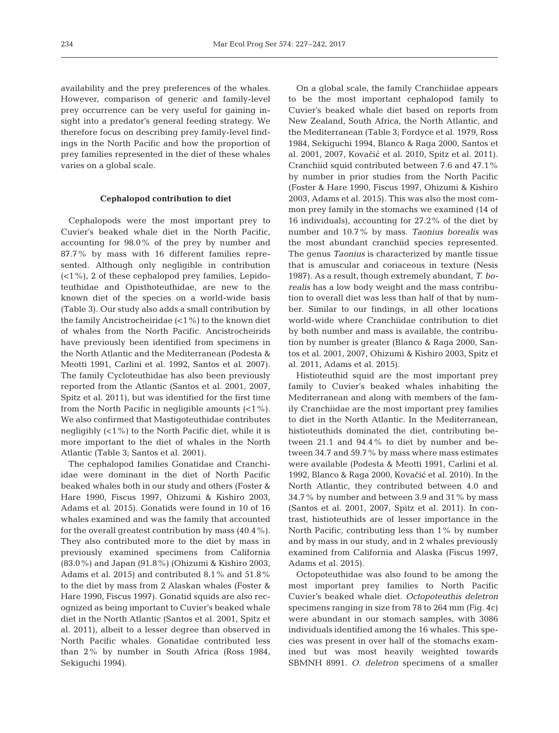availability and the prey preferences of the whales. However, comparison of generic and family-level prey occurrence can be very useful for gaining insight into a predator's general feeding strategy. We therefore focus on describing prey family-level findings in the North Pacific and how the proportion of prey families represented in the diet of these whales varies on a global scale.

### Cephalopod contribution to diet

Cephalopods were the most important prey to Cuvier's beaked whale diet in the North Pacific, accounting for 98.0% of the prey by number and 87.7% by mass with 16 different families represented. Although only negligible in contribution (<1%), 2 of these cephalopod prey families, Lepidoteuthidae and Opisthoteuthidae, are new to the known diet of the species on a world-wide basis (Table 3). Our study also adds a small contribution by the family Ancistrocheiridae (<1%) to the known diet of whales from the North Pacific. Ancistrocheirids have previously been identified from specimens in the North Atlantic and the Mediterranean (Podesta & Meotti 1991, Carlini et al. 1992, Santos et al. 2007). The family Cycloteuthidae has also been previously reported from the Atlantic (Santos et al. 2001, 2007, Spitz et al. 2011), but was identified for the first time from the North Pacific in negligible amounts (<1%). We also confirmed that Mastigoteuthidae contributes negligibly (<1%) to the North Pacific diet, while it is more important to the diet of whales in the North Atlantic (Table 3; Santos et al. 2001).

The cephalopod families Gonatidae and Cranchiidae were dominant in the diet of North Pacific beaked whales both in our study and others (Foster & Hare 1990, Fiscus 1997, Ohizumi & Kishiro 2003, Adams et al. 2015). Gonatids were found in 10 of 16 whales examined and was the family that accounted for the overall greatest contribution by mass (40.4%). They also contributed more to the diet by mass in previously examined specimens from California (83.0%) and Japan (91.8%) (Ohizumi & Kishiro 2003, Adams et al. 2015) and contributed 8.1% and 51.8% to the diet by mass from 2 Alaskan whales (Foster & Hare 1990, Fiscus 1997). Gonatid squids are also recognized as being important to Cuvier's beaked whale diet in the North Atlantic (Santos et al. 2001, Spitz et al. 2011), albeit to a lesser degree than observed in North Pacific whales. Gonatidae contributed less than 2% by number in South Africa (Ross 1984, Sekiguchi 1994).

On a global scale, the family Cranchiidae appears to be the most important cephalopod family to Cuvier's beaked whale diet based on reports from New Zealand, South Africa, the North Atlantic, and the Mediterranean (Table 3; Fordyce et al. 1979, Ross 1984, Sekiguchi 1994, Blanco & Raga 2000, Santos et al. 2001, 2007, Kovačić et al. 2010, Spitz et al. 2011). Cranchiid squid contributed between 7.6 and 47.1% by number in prior studies from the North Pacific (Foster & Hare 1990, Fiscus 1997, Ohizumi & Kishiro 2003, Adams et al. 2015). This was also the most common prey family in the stomachs we examined (14 of 16 individuals), accounting for 27.2% of the diet by number and 10.7% by mass. *Taonius borealis* was the most abundant cranchiid species represented. The genus *Taonius* is characterized by mantle tissue that is amuscular and coriaceous in texture (Nesis 1987). As a result, though extremely abundant, *T. borealis* has a low body weight and the mass contribution to overall diet was less than half of that by number. Similar to our findings, in all other locations world-wide where Cranchiidae contribution to diet by both number and mass is available, the contribution by number is greater (Blanco & Raga 2000, Santos et al. 2001, 2007, Ohizumi & Kishiro 2003, Spitz et al. 2011, Adams et al. 2015).

Histioteuthid squid are the most important prey family to Cuvier's beaked whales inhabiting the Mediterranean and along with members of the family Cranchiidae are the most important prey families to diet in the North Atlantic. In the Mediterranean, histioteuthids dominated the diet, contributing between 21.1 and 94.4% to diet by number and between 34.7 and 59.7% by mass where mass estimates were available (Podesta & Meotti 1991, Carlini et al. 1992, Blanco & Raga 2000, Kovačić et al. 2010). In the North Atlantic, they contributed between 4.0 and 34.7% by number and between 3.9 and 31% by mass (Santos et al. 2001, 2007, Spitz et al. 2011). In contrast, histioteuthids are of lesser importance in the North Pacific, contributing less than 1% by number and by mass in our study, and in 2 whales previously examined from California and Alaska (Fiscus 1997, Adams et al. 2015).

Octopoteuthidae was also found to be among the most important prey families to North Pacific Cuvier's beaked whale diet. *Octopoteuthis deletron* specimens ranging in size from 78 to 264 mm (Fig. 4c) were abundant in our stomach samples, with 3086 individuals identified among the 16 whales. This species was present in over half of the stomachs examined but was most heavily weighted towards SBMNH 8991. *O. deletron* specimens of a smaller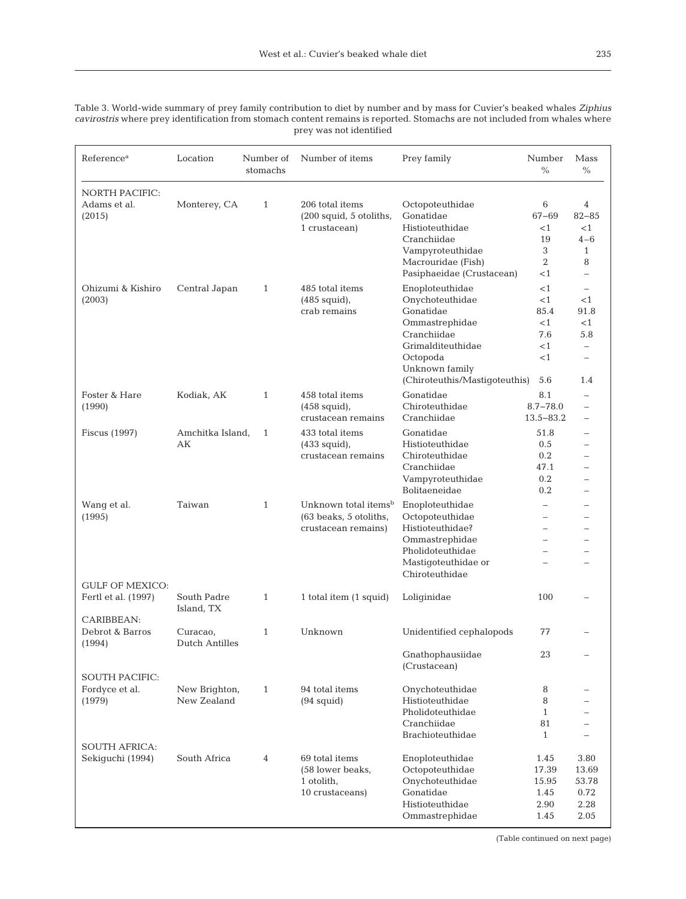Table 3. World-wide summary of prey family contribution to diet by number and by mass for Cuvier's beaked whales *Ziphius cavirostris* where prey identification from stomach content remains is reported. Stomachs are not included from whales where prey was not identified

| Reference[a] | Location | Number of stomachs | Number of items | Prey family | Number % | Mass % |
|---|---|---|---|---|---|---|
| NORTH PACIFIC: | | | | | | |
| Adams et al. (2015) | Monterey, CA | 1 | 206 total items (200 squid, 5 otoliths, 1 crustacean) | Octopoteuthidae | 6 | 4 |
| | | | | Gonatidae | 67–69 | 82–85 |
| | | | | Histioteuthidae | <1 | <1 |
| | | | | Cranchiidae | 19 | 4–6 |
| | | | | Vampyroteuthidae | 3 | 1 |
| | | | | Macrouridae (Fish) | 2 | 8 |
| | | | | Pasiphaeidae (Crustacean) | <1 | – |
| Ohizumi & Kishiro (2003) | Central Japan | 1 | 485 total items (485 squid), crab remains | Enoploteuthidae | <1 | – |
| | | | | Onychoteuthidae | <1 | <1 |
| | | | | Gonatidae | 85.4 | 91.8 |
| | | | | Ommastrephidae | <1 | <1 |
| | | | | Cranchiidae | 7.6 | 5.8 |
| | | | | Grimalditeuthidae | <1 | – |
| | | | | Octopoda | <1 | – |
| | | | | Unknown family (Chiroteuthis/Mastigoteuthis) | 5.6 | 1.4 |
| Foster & Hare (1990) | Kodiak, AK | 1 | 458 total items (458 squid), crustacean remains | Gonatidae | 8.1 | – |
| | | | | Chiroteuthidae | 8.7–78.0 | – |
| | | | | Cranchiidae | 13.5–83.2 | – |
| Fiscus (1997) | Amchitka Island, AK | 1 | 433 total items (433 squid), crustacean remains | Gonatidae | 51.8 | – |
| | | | | Histioteuthidae | 0.5 | – |
| | | | | Chiroteuthidae | 0.2 | – |
| | | | | Cranchiidae | 47.1 | – |
| | | | | Vampyroteuthidae | 0.2 | – |
| | | | | Bolitaeneidae | 0.2 | – |
| Wang et al. (1995) | Taiwan | 1 | Unknown total items[b] (63 beaks, 5 otoliths, crustacean remains) | Enoploteuthidae | – | – |
| | | | | Octopoteuthidae | – | – |
| | | | | Histioteuthidae? | – | – |
| | | | | Ommastrephidae | – | – |
| | | | | Pholidoteuthidae | – | – |
| | | | | Mastigoteuthidae or Chiroteuthidae | – | – |
| GULF OF MEXICO: | | | | | | |
| Fertl et al. (1997) | South Padre Island, TX | 1 | 1 total item (1 squid) | Loliginidae | 100 | – |
| CARIBBEAN: | | | | | | |
| Debrot & Barros (1994) | Curacao, Dutch Antilles | 1 | Unknown | Unidentified cephalopods | 77 | – |
| | | | | Gnathophausiidae (Crustacean) | 23 | – |
| SOUTH PACIFIC: | | | | | | |
| Fordyce et al. (1979) | New Brighton, New Zealand | 1 | 94 total items (94 squid) | Onychoteuthidae | 8 | – |
| | | | | Histioteuthidae | 8 | – |
| | | | | Pholidoteuthidae | 1 | – |
| | | | | Cranchiidae | 81 | – |
| | | | | Brachioteuthidae | 1 | – |
| SOUTH AFRICA: | | | | | | |
| Sekiguchi (1994) | South Africa | 4 | 69 total items (58 lower beaks, 1 otolith, 10 crustaceans) | Enoploteuthidae | 1.45 | 3.80 |
| | | | | Octopoteuthidae | 17.39 | 13.69 |
| | | | | Onychoteuthidae | 15.95 | 53.78 |
| | | | | Gonatidae | 1.45 | 0.72 |
| | | | | Histioteuthidae | 2.90 | 2.28 |
| | | | | Ommastrephidae | 1.45 | 2.05 |

(Table continued on next page)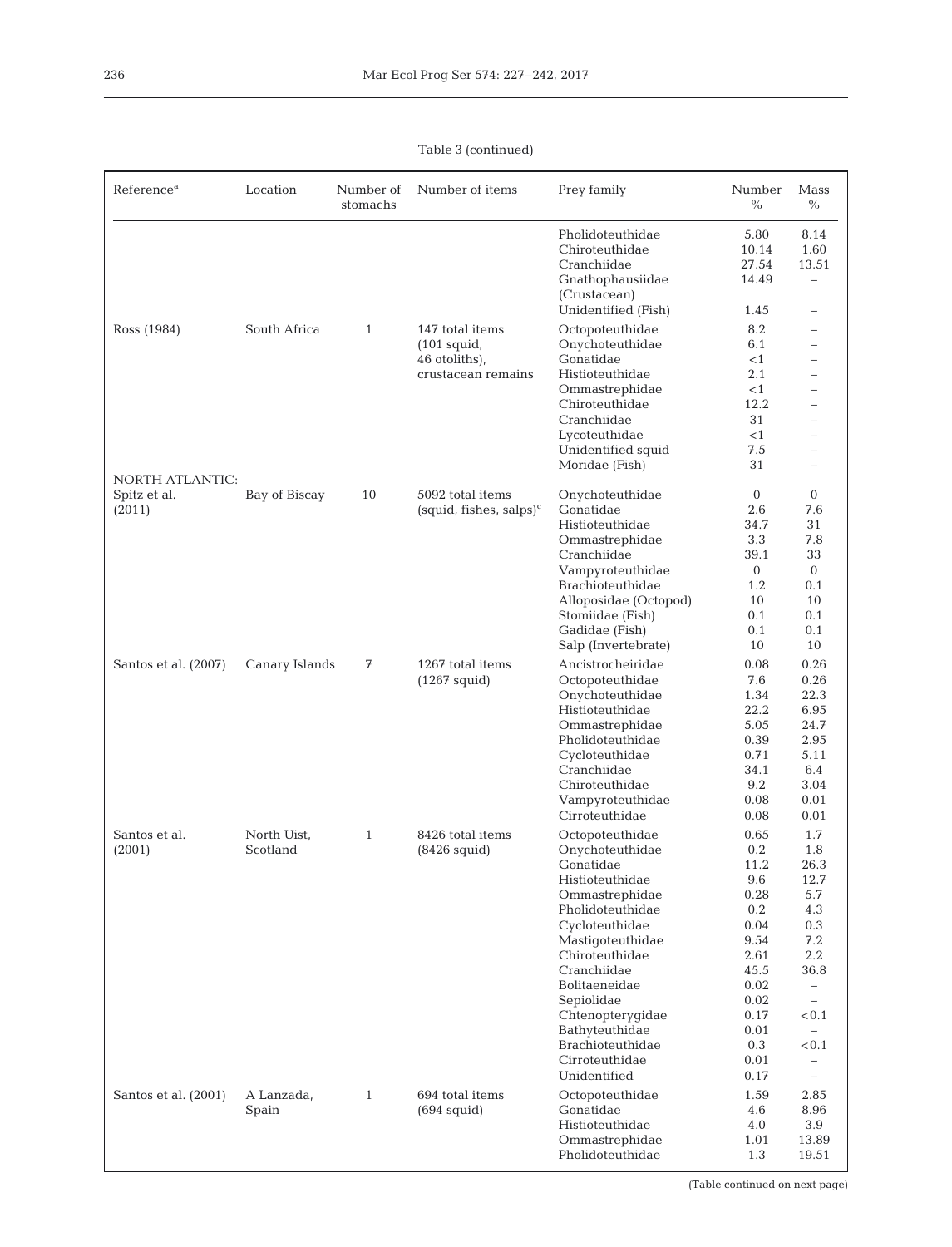Table 3 (continued)

| Reference[a] | Location | Number of stomachs | Number of items | Prey family | Number % | Mass % |
|---|---|---|---|---|---|---|
| | | | | Pholidoteuthidae | 5.80 | 8.14 |
| | | | | Chiroteuthidae | 10.14 | 1.60 |
| | | | | Cranchiidae | 27.54 | 13.51 |
| | | | | Gnathophausiidae (Crustacean) | 14.49 | – |
| | | | | Unidentified (Fish) | 1.45 | – |
| Ross (1984) | South Africa | 1 | 147 total items (101 squid, 46 otoliths), crustacean remains | Octopoteuthidae | 8.2 | – |
| | | | | Onychoteuthidae | 6.1 | – |
| | | | | Gonatidae | <1 | – |
| | | | | Histioteuthidae | 2.1 | – |
| | | | | Ommastrephidae | <1 | – |
| | | | | Chiroteuthidae | 12.2 | – |
| | | | | Cranchiidae | 31 | – |
| | | | | Lycoteuthidae | <1 | – |
| | | | | Unidentified squid | 7.5 | – |
| | | | | Moridae (Fish) | 31 | – |
| NORTH ATLANTIC: | | | | | | |
| Spitz et al. (2011) | Bay of Biscay | 10 | 5092 total items (squid, fishes, salps)[c] | Onychoteuthidae | 0 | 0 |
| | | | | Gonatidae | 2.6 | 7.6 |
| | | | | Histioteuthidae | 34.7 | 31 |
| | | | | Ommastrephidae | 3.3 | 7.8 |
| | | | | Cranchiidae | 39.1 | 33 |
| | | | | Vampyroteuthidae | 0 | 0 |
| | | | | Brachioteuthidae | 1.2 | 0.1 |
| | | | | Alloposidae (Octopod) | 10 | 10 |
| | | | | Stomiidae (Fish) | 0.1 | 0.1 |
| | | | | Gadidae (Fish) | 0.1 | 0.1 |
| | | | | Salp (Invertebrate) | 10 | 10 |
| Santos et al. (2007) | Canary Islands | 7 | 1267 total items (1267 squid) | Ancistrocheiridae | 0.08 | 0.26 |
| | | | | Octopoteuthidae | 7.6 | 0.26 |
| | | | | Onychoteuthidae | 1.34 | 22.3 |
| | | | | Histioteuthidae | 22.2 | 6.95 |
| | | | | Ommastrephidae | 5.05 | 24.7 |
| | | | | Pholidoteuthidae | 0.39 | 2.95 |
| | | | | Cycloteuthidae | 0.71 | 5.11 |
| | | | | Cranchiidae | 34.1 | 6.4 |
| | | | | Chiroteuthidae | 9.2 | 3.04 |
| | | | | Vampyroteuthidae | 0.08 | 0.01 |
| | | | | Cirroteuthidae | 0.08 | 0.01 |
| Santos et al. (2001) | North Uist, Scotland | 1 | 8426 total items (8426 squid) | Octopoteuthidae | 0.65 | 1.7 |
| | | | | Onychoteuthidae | 0.2 | 1.8 |
| | | | | Gonatidae | 11.2 | 26.3 |
| | | | | Histioteuthidae | 9.6 | 12.7 |
| | | | | Ommastrephidae | 0.28 | 5.7 |
| | | | | Pholidoteuthidae | 0.2 | 4.3 |
| | | | | Cycloteuthidae | 0.04 | 0.3 |
| | | | | Mastigoteuthidae | 9.54 | 7.2 |
| | | | | Chiroteuthidae | 2.61 | 2.2 |
| | | | | Cranchiidae | 45.5 | 36.8 |
| | | | | Bolitaeneidae | 0.02 | – |
| | | | | Sepiolidae | 0.02 | – |
| | | | | Chtenopterygidae | 0.17 | <0.1 |
| | | | | Bathyteuthidae | 0.01 | – |
| | | | | Brachioteuthidae | 0.3 | <0.1 |
| | | | | Cirroteuthidae | 0.01 | – |
| | | | | Unidentified | 0.17 | – |
| Santos et al. (2001) | A Lanzada, Spain | 1 | 694 total items (694 squid) | Octopoteuthidae | 1.59 | 2.85 |
| | | | | Gonatidae | 4.6 | 8.96 |
| | | | | Histioteuthidae | 4.0 | 3.9 |
| | | | | Ommastrephidae | 1.01 | 13.89 |
| | | | | Pholidoteuthidae | 1.3 | 19.51 |

(Table continued on next page)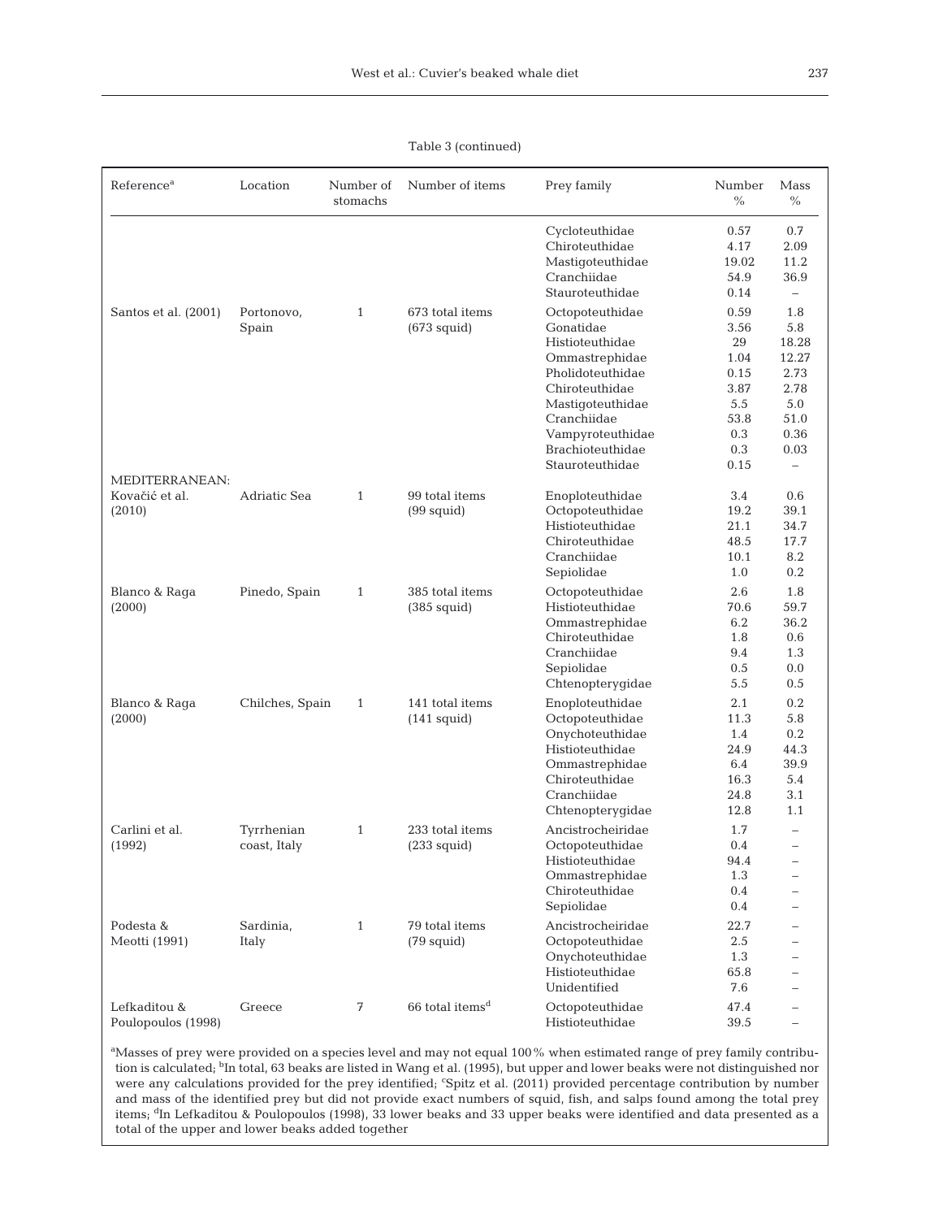Table 3 (continued)

| Reference[a] | Location | Number of stomachs | Number of items | Prey family | Number % | Mass % |
|---|---|---|---|---|---|---|
| | | | | Cycloteuthidae | 0.57 | 0.7 |
| | | | | Chiroteuthidae | 4.17 | 2.09 |
| | | | | Mastigoteuthidae | 19.02 | 11.2 |
| | | | | Cranchiidae | 54.9 | 36.9 |
| | | | | Stauroteuthidae | 0.14 | – |
| Santos et al. (2001) | Portonovo, Spain | 1 | 673 total items (673 squid) | Octopoteuthidae | 0.59 | 1.8 |
| | | | | Gonatidae | 3.56 | 5.8 |
| | | | | Histioteuthidae | 29 | 18.28 |
| | | | | Ommastrephidae | 1.04 | 12.27 |
| | | | | Pholidoteuthidae | 0.15 | 2.73 |
| | | | | Chiroteuthidae | 3.87 | 2.78 |
| | | | | Mastigoteuthidae | 5.5 | 5.0 |
| | | | | Cranchiidae | 53.8 | 51.0 |
| | | | | Vampyroteuthidae | 0.3 | 0.36 |
| | | | | Brachioteuthidae | 0.3 | 0.03 |
| | | | | Stauroteuthidae | 0.15 | – |
| MEDITERRANEAN: | | | | | | |
| Kovačić et al. (2010) | Adriatic Sea | 1 | 99 total items (99 squid) | Enoploteuthidae | 3.4 | 0.6 |
| | | | | Octopoteuthidae | 19.2 | 39.1 |
| | | | | Histioteuthidae | 21.1 | 34.7 |
| | | | | Chiroteuthidae | 48.5 | 17.7 |
| | | | | Cranchiidae | 10.1 | 8.2 |
| | | | | Sepiolidae | 1.0 | 0.2 |
| Blanco & Raga (2000) | Pinedo, Spain | 1 | 385 total items (385 squid) | Octopoteuthidae | 2.6 | 1.8 |
| | | | | Histioteuthidae | 70.6 | 59.7 |
| | | | | Ommastrephidae | 6.2 | 36.2 |
| | | | | Chiroteuthidae | 1.8 | 0.6 |
| | | | | Cranchiidae | 9.4 | 1.3 |
| | | | | Sepiolidae | 0.5 | 0.0 |
| | | | | Chtenopterygidae | 5.5 | 0.5 |
| Blanco & Raga (2000) | Chilches, Spain | 1 | 141 total items (141 squid) | Enoploteuthidae | 2.1 | 0.2 |
| | | | | Octopoteuthidae | 11.3 | 5.8 |
| | | | | Onychoteuthidae | 1.4 | 0.2 |
| | | | | Histioteuthidae | 24.9 | 44.3 |
| | | | | Ommastrephidae | 6.4 | 39.9 |
| | | | | Chiroteuthidae | 16.3 | 5.4 |
| | | | | Cranchiidae | 24.8 | 3.1 |
| | | | | Chtenopterygidae | 12.8 | 1.1 |
| Carlini et al. (1992) | Tyrrhenian coast, Italy | 1 | 233 total items (233 squid) | Ancistrocheiridae | 1.7 | – |
| | | | | Octopoteuthidae | 0.4 | – |
| | | | | Histioteuthidae | 94.4 | – |
| | | | | Ommastrephidae | 1.3 | – |
| | | | | Chiroteuthidae | 0.4 | – |
| | | | | Sepiolidae | 0.4 | – |
| Podesta & Meotti (1991) | Sardinia, Italy | 1 | 79 total items (79 squid) | Ancistrocheiridae | 22.7 | – |
| | | | | Octopoteuthidae | 2.5 | – |
| | | | | Onychoteuthidae | 1.3 | – |
| | | | | Histioteuthidae | 65.8 | – |
| | | | | Unidentified | 7.6 | – |
| Lefkaditou & Poulopoulos (1998) | Greece | 7 | 66 total items[d] | Octopoteuthidae | 47.4 | – |
| | | | | Histioteuthidae | 39.5 | – |

[a]Masses of prey were provided on a species level and may not equal 100% when estimated range of prey family contribution is calculated; [b]In total, 63 beaks are listed in Wang et al. (1995), but upper and lower beaks were not distinguished nor were any calculations provided for the prey identified; [c]Spitz et al. (2011) provided percentage contribution by number and mass of the identified prey but did not provide exact numbers of squid, fish, and salps found among the total prey items; [d]In Lefkaditou & Poulopoulos (1998), 33 lower beaks and 33 upper beaks were identified and data presented as a total of the upper and lower beaks added together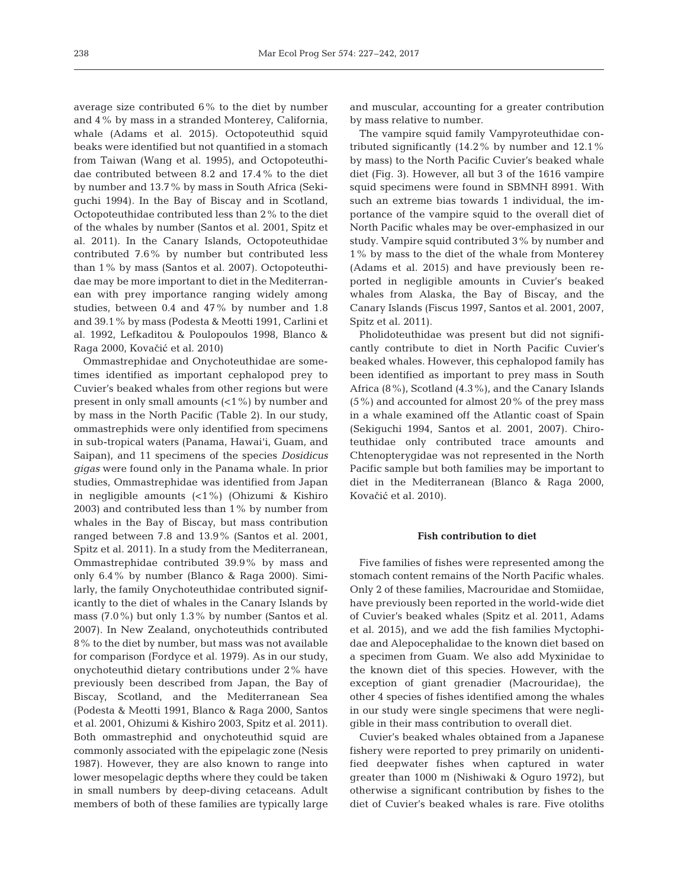average size contributed 6% to the diet by number and 4% by mass in a stranded Monterey, California, whale (Adams et al. 2015). Octopoteuthid squid beaks were identified but not quantified in a stomach from Taiwan (Wang et al. 1995), and Octopoteuthidae contributed between 8.2 and 17.4% to the diet by number and 13.7% by mass in South Africa (Sekiguchi 1994). In the Bay of Biscay and in Scotland, Octopoteuthidae contributed less than 2% to the diet of the whales by number (Santos et al. 2001, Spitz et al. 2011). In the Canary Islands, Octopoteuthidae contributed 7.6% by number but contributed less than 1% by mass (Santos et al. 2007). Octopoteuthidae may be more important to diet in the Mediterranean with prey importance ranging widely among studies, between 0.4 and 47% by number and 1.8 and 39.1% by mass (Podesta & Meotti 1991, Carlini et al. 1992, Lefkaditou & Poulopoulos 1998, Blanco & Raga 2000, Kovačić et al. 2010)

Ommastrephidae and Onychoteuthidae are sometimes identified as important cephalopod prey to Cuvier's beaked whales from other regions but were present in only small amounts (<1%) by number and by mass in the North Pacific (Table 2). In our study, ommastrephids were only identified from specimens in sub-tropical waters (Panama, Hawai'i, Guam, and Saipan), and 11 specimens of the species *Dosidicus gigas* were found only in the Panama whale. In prior studies, Ommastrephidae was identified from Japan in negligible amounts (<1%) (Ohizumi & Kishiro 2003) and contributed less than 1% by number from whales in the Bay of Biscay, but mass contribution ranged between 7.8 and 13.9% (Santos et al. 2001, Spitz et al. 2011). In a study from the Mediterranean, Ommastrephidae contributed 39.9% by mass and only 6.4% by number (Blanco & Raga 2000). Similarly, the family Onychoteuthidae contributed significantly to the diet of whales in the Canary Islands by mass (7.0%) but only 1.3% by number (Santos et al. 2007). In New Zealand, onychoteuthids contributed 8% to the diet by number, but mass was not available for comparison (Fordyce et al. 1979). As in our study, onychoteuthid dietary contributions under 2% have previously been described from Japan, the Bay of Biscay, Scotland, and the Mediterranean Sea (Podesta & Meotti 1991, Blanco & Raga 2000, Santos et al. 2001, Ohizumi & Kishiro 2003, Spitz et al. 2011). Both ommastrephid and onychoteuthid squid are commonly associated with the epipelagic zone (Nesis 1987). However, they are also known to range into lower mesopelagic depths where they could be taken in small numbers by deep-diving cetaceans. Adult members of both of these families are typically large and muscular, accounting for a greater contribution by mass relative to number.

The vampire squid family Vampyroteuthidae contributed significantly (14.2% by number and 12.1% by mass) to the North Pacific Cuvier's beaked whale diet (Fig. 3). However, all but 3 of the 1616 vampire squid specimens were found in SBMNH 8991. With such an extreme bias towards 1 individual, the importance of the vampire squid to the overall diet of North Pacific whales may be over-emphasized in our study. Vampire squid contributed 3% by number and 1% by mass to the diet of the whale from Monterey (Adams et al. 2015) and have previously been reported in negligible amounts in Cuvier's beaked whales from Alaska, the Bay of Biscay, and the Canary Islands (Fiscus 1997, Santos et al. 2001, 2007, Spitz et al. 2011).

Pholidoteuthidae was present but did not significantly contribute to diet in North Pacific Cuvier's beaked whales. However, this cephalopod family has been identified as important to prey mass in South Africa (8%), Scotland (4.3%), and the Canary Islands (5%) and accounted for almost 20% of the prey mass in a whale examined off the Atlantic coast of Spain (Sekiguchi 1994, Santos et al. 2001, 2007). Chiroteuthidae only contributed trace amounts and Chtenopterygidae was not represented in the North Pacific sample but both families may be important to diet in the Mediterranean (Blanco & Raga 2000, Kovačić et al. 2010).

### Fish contribution to diet

Five families of fishes were represented among the stomach content remains of the North Pacific whales. Only 2 of these families, Macrouridae and Stomiidae, have previously been reported in the world-wide diet of Cuvier's beaked whales (Spitz et al. 2011, Adams et al. 2015), and we add the fish families Myctophidae and Alepocephalidae to the known diet based on a specimen from Guam. We also add Myxinidae to the known diet of this species. However, with the exception of giant grenadier (Macrouridae), the other 4 species of fishes identified among the whales in our study were single specimens that were negligible in their mass contribution to overall diet.

Cuvier's beaked whales obtained from a Japanese fishery were reported to prey primarily on unidentified deepwater fishes when captured in water greater than 1000 m (Nishiwaki & Oguro 1972), but otherwise a significant contribution by fishes to the diet of Cuvier's beaked whales is rare. Five otoliths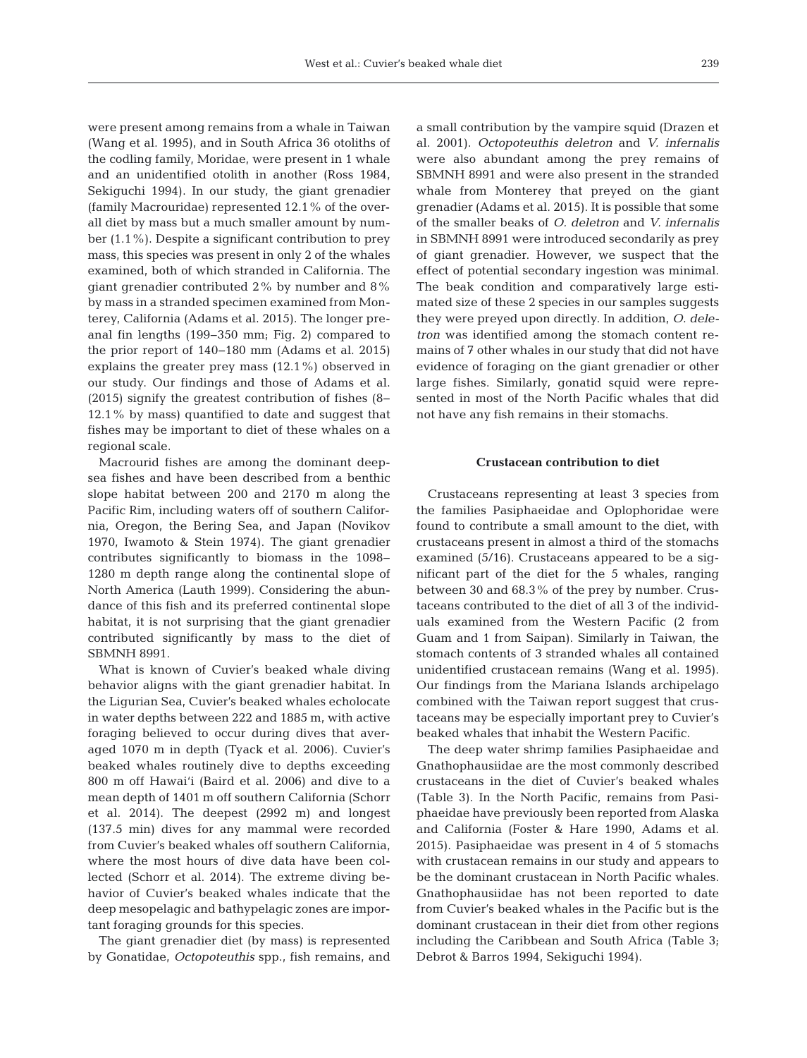were present among remains from a whale in Taiwan (Wang et al. 1995), and in South Africa 36 otoliths of the codling family, Moridae, were present in 1 whale and an unidentified otolith in another (Ross 1984, Sekiguchi 1994). In our study, the giant grenadier (family Macrouridae) represented 12.1% of the overall diet by mass but a much smaller amount by number (1.1%). Despite a significant contribution to prey mass, this species was present in only 2 of the whales examined, both of which stranded in California. The giant grenadier contributed 2% by number and 8% by mass in a stranded specimen examined from Monterey, California (Adams et al. 2015). The longer preanal fin lengths (199–350 mm; Fig. 2) compared to the prior report of 140–180 mm (Adams et al. 2015) explains the greater prey mass (12.1%) observed in our study. Our findings and those of Adams et al. (2015) signify the greatest contribution of fishes (8–12.1% by mass) quantified to date and suggest that fishes may be important to diet of these whales on a regional scale.

Macrourid fishes are among the dominant deep-sea fishes and have been described from a benthic slope habitat between 200 and 2170 m along the Pacific Rim, including waters off of southern California, Oregon, the Bering Sea, and Japan (Novikov 1970, Iwamoto & Stein 1974). The giant grenadier contributes significantly to biomass in the 1098–1280 m depth range along the continental slope of North America (Lauth 1999). Considering the abundance of this fish and its preferred continental slope habitat, it is not surprising that the giant grenadier contributed significantly by mass to the diet of SBMNH 8991.

What is known of Cuvier's beaked whale diving behavior aligns with the giant grenadier habitat. In the Ligurian Sea, Cuvier's beaked whales echolocate in water depths between 222 and 1885 m, with active foraging believed to occur during dives that averaged 1070 m in depth (Tyack et al. 2006). Cuvier's beaked whales routinely dive to depths exceeding 800 m off Hawai'i (Baird et al. 2006) and dive to a mean depth of 1401 m off southern California (Schorr et al. 2014). The deepest (2992 m) and longest (137.5 min) dives for any mammal were recorded from Cuvier's beaked whales off southern California, where the most hours of dive data have been collected (Schorr et al. 2014). The extreme diving behavior of Cuvier's beaked whales indicate that the deep mesopelagic and bathypelagic zones are important foraging grounds for this species.

The giant grenadier diet (by mass) is represented by Gonatidae, *Octopoteuthis* spp., fish remains, and a small contribution by the vampire squid (Drazen et al. 2001). *Octopoteuthis deletron* and *V. infernalis* were also abundant among the prey remains of SBMNH 8991 and were also present in the stranded whale from Monterey that preyed on the giant grenadier (Adams et al. 2015). It is possible that some of the smaller beaks of *O. deletron* and *V. infernalis* in SBMNH 8991 were introduced secondarily as prey of giant grenadier. However, we suspect that the effect of potential secondary ingestion was minimal. The beak condition and comparatively large estimated size of these 2 species in our samples suggests they were preyed upon directly. In addition, *O. deletron* was identified among the stomach content remains of 7 other whales in our study that did not have evidence of foraging on the giant grenadier or other large fishes. Similarly, gonatid squid were represented in most of the North Pacific whales that did not have any fish remains in their stomachs.

### Crustacean contribution to diet

Crustaceans representing at least 3 species from the families Pasiphaeidae and Oplophoridae were found to contribute a small amount to the diet, with crustaceans present in almost a third of the stomachs examined (5/16). Crustaceans appeared to be a significant part of the diet for the 5 whales, ranging between 30 and 68.3% of the prey by number. Crustaceans contributed to the diet of all 3 of the individuals examined from the Western Pacific (2 from Guam and 1 from Saipan). Similarly in Taiwan, the stomach contents of 3 stranded whales all contained unidentified crustacean remains (Wang et al. 1995). Our findings from the Mariana Islands archipelago combined with the Taiwan report suggest that crustaceans may be especially important prey to Cuvier's beaked whales that inhabit the Western Pacific.

The deep water shrimp families Pasiphaeidae and Gnathophausiidae are the most commonly described crustaceans in the diet of Cuvier's beaked whales (Table 3). In the North Pacific, remains from Pasiphaeidae have previously been reported from Alaska and California (Foster & Hare 1990, Adams et al. 2015). Pasiphaeidae was present in 4 of 5 stomachs with crustacean remains in our study and appears to be the dominant crustacean in North Pacific whales. Gnathophausiidae has not been reported to date from Cuvier's beaked whales in the Pacific but is the dominant crustacean in their diet from other regions including the Caribbean and South Africa (Table 3; Debrot & Barros 1994, Sekiguchi 1994).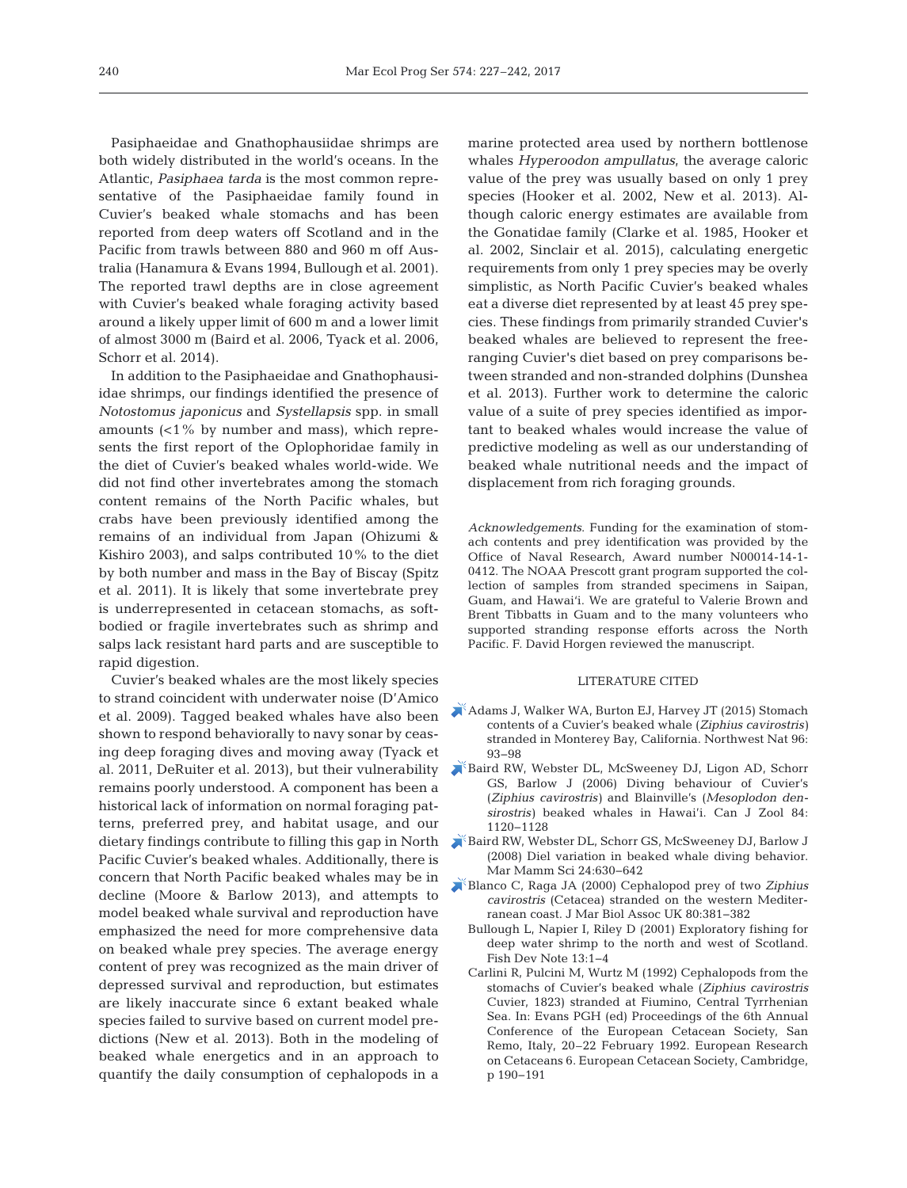Pasiphaeidae and Gnathophausiidae shrimps are both widely distributed in the world's oceans. In the Atlantic, *Pasiphaea tarda* is the most common representative of the Pasiphaeidae family found in Cuvier's beaked whale stomachs and has been reported from deep waters off Scotland and in the Pacific from trawls between 880 and 960 m off Australia (Hanamura & Evans 1994, Bullough et al. 2001). The reported trawl depths are in close agreement with Cuvier's beaked whale foraging activity based around a likely upper limit of 600 m and a lower limit of almost 3000 m (Baird et al. 2006, Tyack et al. 2006, Schorr et al. 2014).

In addition to the Pasiphaeidae and Gnathophausiidae shrimps, our findings identified the presence of *Notostomus japonicus* and *Systellapsis* spp. in small amounts (<1% by number and mass), which represents the first report of the Oplophoridae family in the diet of Cuvier's beaked whales world-wide. We did not find other invertebrates among the stomach content remains of the North Pacific whales, but crabs have been previously identified among the remains of an individual from Japan (Ohizumi & Kishiro 2003), and salps contributed 10% to the diet by both number and mass in the Bay of Biscay (Spitz et al. 2011). It is likely that some invertebrate prey is underrepresented in cetacean stomachs, as soft-bodied or fragile invertebrates such as shrimp and salps lack resistant hard parts and are susceptible to rapid digestion.

Cuvier's beaked whales are the most likely species to strand coincident with underwater noise (D'Amico et al. 2009). Tagged beaked whales have also been shown to respond behaviorally to navy sonar by ceasing deep foraging dives and moving away (Tyack et al. 2011, DeRuiter et al. 2013), but their vulnerability remains poorly understood. A component has been a historical lack of information on normal foraging patterns, preferred prey, and habitat usage, and our dietary findings contribute to filling this gap in North Pacific Cuvier's beaked whales. Additionally, there is concern that North Pacific beaked whales may be in decline (Moore & Barlow 2013), and attempts to model beaked whale survival and reproduction have emphasized the need for more comprehensive data on beaked whale prey species. The average energy content of prey was recognized as the main driver of depressed survival and reproduction, but estimates are likely inaccurate since 6 extant beaked whale species failed to survive based on current model predictions (New et al. 2013). Both in the modeling of beaked whale energetics and in an approach to quantify the daily consumption of cephalopods in a marine protected area used by northern bottlenose whales *Hyperoodon ampullatus*, the average caloric value of the prey was usually based on only 1 prey species (Hooker et al. 2002, New et al. 2013). Although caloric energy estimates are available from the Gonatidae family (Clarke et al. 1985, Hooker et al. 2002, Sinclair et al. 2015), calculating energetic requirements from only 1 prey species may be overly simplistic, as North Pacific Cuvier's beaked whales eat a diverse diet represented by at least 45 prey species. These findings from primarily stranded Cuvier's beaked whales are believed to represent the free-ranging Cuvier's diet based on prey comparisons between stranded and non-stranded dolphins (Dunshea et al. 2013). Further work to determine the caloric value of a suite of prey species identified as important to beaked whales would increase the value of predictive modeling as well as our understanding of beaked whale nutritional needs and the impact of displacement from rich foraging grounds.

*Acknowledgements.* Funding for the examination of stomach contents and prey identification was provided by the Office of Naval Research, Award number N00014-14-1-0412. The NOAA Prescott grant program supported the collection of samples from stranded specimens in Saipan, Guam, and Hawai'i. We are grateful to Valerie Brown and Brent Tibbatts in Guam and to the many volunteers who supported stranding response efforts across the North Pacific. F. David Horgen reviewed the manuscript.

## LITERATURE CITED

- Adams J, Walker WA, Burton EJ, Harvey JT (2015) Stomach contents of a Cuvier's beaked whale (*Ziphius cavirostris*) stranded in Monterey Bay, California. Northwest Nat 96: 93–98
- Baird RW, Webster DL, McSweeney DJ, Ligon AD, Schorr GS, Barlow J (2006) Diving behaviour of Cuvier's (*Ziphius cavirostris*) and Blainville's (*Mesoplodon densirostris*) beaked whales in Hawai'i. Can J Zool 84: 1120–1128
- Baird RW, Webster DL, Schorr GS, McSweeney DJ, Barlow J (2008) Diel variation in beaked whale diving behavior. Mar Mamm Sci 24:630–642
- Blanco C, Raga JA (2000) Cephalopod prey of two *Ziphius cavirostris* (Cetacea) stranded on the western Mediterranean coast. J Mar Biol Assoc UK 80:381–382
- Bullough L, Napier I, Riley D (2001) Exploratory fishing for deep water shrimp to the north and west of Scotland. Fish Dev Note 13:1–4
- Carlini R, Pulcini M, Wurtz M (1992) Cephalopods from the stomachs of Cuvier's beaked whale (*Ziphius cavirostris* Cuvier, 1823) stranded at Fiumino, Central Tyrrhenian Sea. In: Evans PGH (ed) Proceedings of the 6th Annual Conference of the European Cetacean Society, San Remo, Italy, 20–22 February 1992. European Research on Cetaceans 6. European Cetacean Society, Cambridge, p 190–191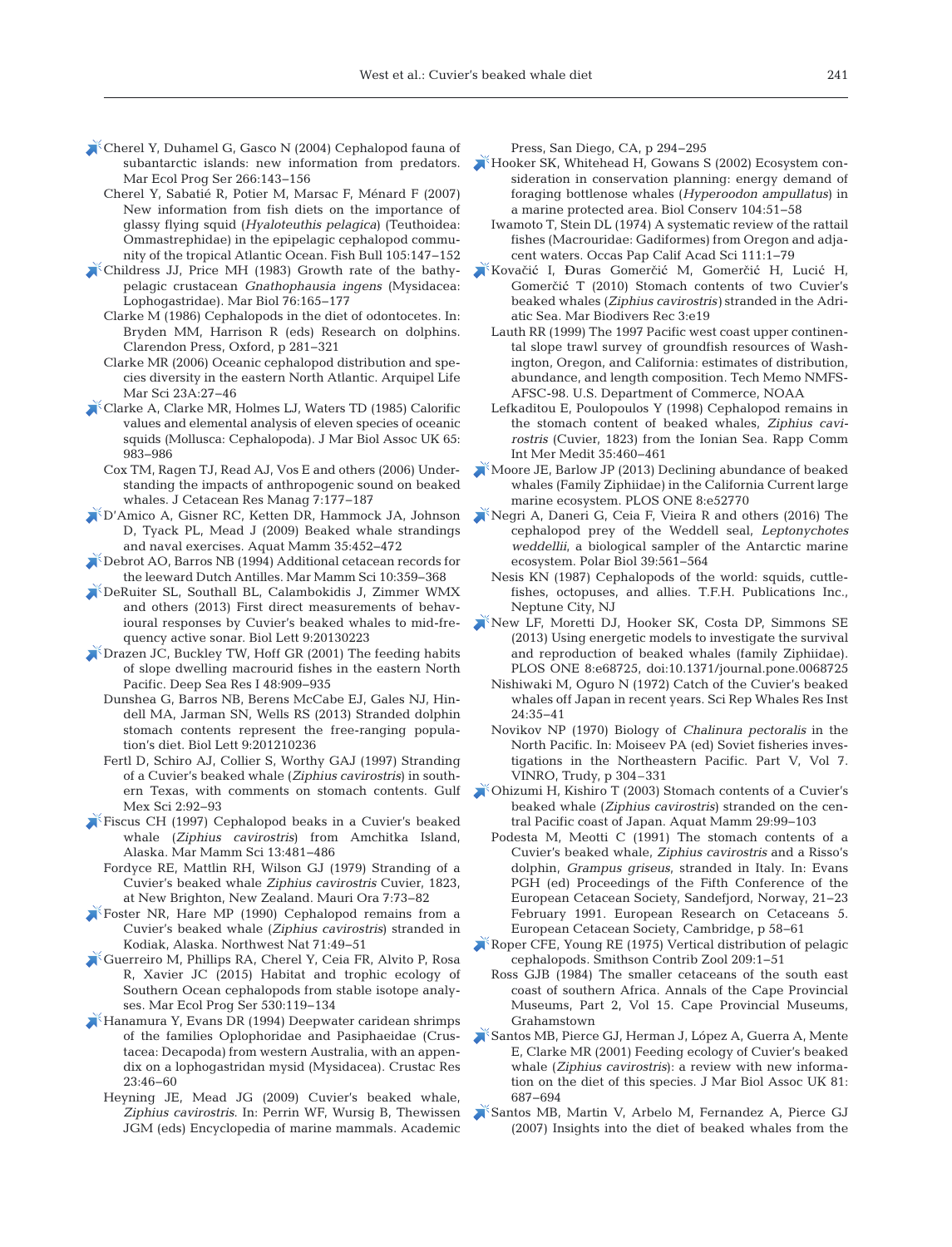Cherel Y, Duhamel G, Gasco N (2004) Cephalopod fauna of subantarctic islands: new information from predators. Mar Ecol Prog Ser 266:143−156

Cherel Y, Sabatié R, Potier M, Marsac F, Ménard F (2007) New information from fish diets on the importance of glassy flying squid (*Hyaloteuthis pelagica*) (Teuthoidea: Ommastrephidae) in the epipelagic cephalopod community of the tropical Atlantic Ocean. Fish Bull 105:147−152

Childress JJ, Price MH (1983) Growth rate of the bathypelagic crustacean *Gnathophausia ingens* (Mysidacea: Lophogastridae). Mar Biol 76:165−177

Clarke M (1986) Cephalopods in the diet of odontocetes. In: Bryden MM, Harrison R (eds) Research on dolphins. Clarendon Press, Oxford, p 281−321

Clarke MR (2006) Oceanic cephalopod distribution and species diversity in the eastern North Atlantic. Arquipel Life Mar Sci 23A:27−46

Clarke A, Clarke MR, Holmes LJ, Waters TD (1985) Calorific values and elemental analysis of eleven species of oceanic squids (Mollusca: Cephalopoda). J Mar Biol Assoc UK 65: 983−986

Cox TM, Ragen TJ, Read AJ, Vos E and others (2006) Understanding the impacts of anthropogenic sound on beaked whales. J Cetacean Res Manag 7:177−187

D'Amico A, Gisner RC, Ketten DR, Hammock JA, Johnson D, Tyack PL, Mead J (2009) Beaked whale strandings and naval exercises. Aquat Mamm 35:452−472

Debrot AO, Barros NB (1994) Additional cetacean records for the leeward Dutch Antilles. Mar Mamm Sci 10:359−368

DeRuiter SL, Southall BL, Calambokidis J, Zimmer WMX and others (2013) First direct measurements of behavioural responses by Cuvier's beaked whales to mid-frequency active sonar. Biol Lett 9:20130223

Drazen JC, Buckley TW, Hoff GR (2001) The feeding habits of slope dwelling macrourid fishes in the eastern North Pacific. Deep Sea Res I 48:909−935

Dunshea G, Barros NB, Berens McCabe EJ, Gales NJ, Hindell MA, Jarman SN, Wells RS (2013) Stranded dolphin stomach contents represent the free-ranging population's diet. Biol Lett 9:201210236

Fertl D, Schiro AJ, Collier S, Worthy GAJ (1997) Stranding of a Cuvier's beaked whale (*Ziphius cavirostris*) in southern Texas, with comments on stomach contents. Gulf Mex Sci 2:92−93

Fiscus CH (1997) Cephalopod beaks in a Cuvier's beaked whale (*Ziphius cavirostris*) from Amchitka Island, Alaska. Mar Mamm Sci 13:481−486

Fordyce RE, Mattlin RH, Wilson GJ (1979) Stranding of a Cuvier's beaked whale *Ziphius cavirostris* Cuvier, 1823, at New Brighton, New Zealand. Mauri Ora 7:73−82

Foster NR, Hare MP (1990) Cephalopod remains from a Cuvier's beaked whale (*Ziphius cavirostris*) stranded in Kodiak, Alaska. Northwest Nat 71:49−51

Guerreiro M, Phillips RA, Cherel Y, Ceia FR, Alvito P, Rosa R, Xavier JC (2015) Habitat and trophic ecology of Southern Ocean cephalopods from stable isotope analyses. Mar Ecol Prog Ser 530:119−134

Hanamura Y, Evans DR (1994) Deepwater caridean shrimps of the families Oplophoridae and Pasiphaeidae (Crustacea: Decapoda) from western Australia, with an appendix on a lophogastridan mysid (Mysidacea). Crustac Res 23:46−60

Heyning JE, Mead JG (2009) Cuvier's beaked whale, *Ziphius cavirostris*. In: Perrin WF, Wursig B, Thewissen JGM (eds) Encyclopedia of marine mammals. Academic Press, San Diego, CA, p 294−295

Hooker SK, Whitehead H, Gowans S (2002) Ecosystem consideration in conservation planning: energy demand of foraging bottlenose whales (*Hyperoodon ampullatus*) in a marine protected area. Biol Conserv 104:51−58

Iwamoto T, Stein DL (1974) A systematic review of the rattail fishes (Macrouridae: Gadiformes) from Oregon and adjacent waters. Occas Pap Calif Acad Sci 111:1−79

Kovačić I, Đuras Gomerčić M, Gomerčić H, Lucić H, Gomerčić T (2010) Stomach contents of two Cuvier's beaked whales (*Ziphius cavirostris*) stranded in the Adriatic Sea. Mar Biodivers Rec 3:e19

Lauth RR (1999) The 1997 Pacific west coast upper continental slope trawl survey of groundfish resources of Washington, Oregon, and California: estimates of distribution, abundance, and length composition. Tech Memo NMFS-AFSC-98. U.S. Department of Commerce, NOAA

Lefkaditou E, Poulopoulos Y (1998) Cephalopod remains in the stomach content of beaked whales, *Ziphius cavirostris* (Cuvier, 1823) from the Ionian Sea. Rapp Comm Int Mer Medit 35:460−461

Moore JE, Barlow JP (2013) Declining abundance of beaked whales (Family Ziphiidae) in the California Current large marine ecosystem. PLOS ONE 8:e52770

Negri A, Daneri G, Ceia F, Vieira R and others (2016) The cephalopod prey of the Weddell seal, *Leptonychotes weddellii*, a biological sampler of the Antarctic marine ecosystem. Polar Biol 39:561−564

Nesis KN (1987) Cephalopods of the world: squids, cuttlefishes, octopuses, and allies. T.F.H. Publications Inc., Neptune City, NJ

New LF, Moretti DJ, Hooker SK, Costa DP, Simmons SE (2013) Using energetic models to investigate the survival and reproduction of beaked whales (family Ziphiidae). PLOS ONE 8:e68725, doi:10.1371/journal.pone.0068725

Nishiwaki M, Oguro N (1972) Catch of the Cuvier's beaked whales off Japan in recent years. Sci Rep Whales Res Inst 24:35−41

Novikov NP (1970) Biology of *Chalinura pectoralis* in the North Pacific. In: Moiseev PA (ed) Soviet fisheries investigations in the Northeastern Pacific. Part V, Vol 7. VINRO, Trudy, p 304−331

Ohizumi H, Kishiro T (2003) Stomach contents of a Cuvier's beaked whale (*Ziphius cavirostris*) stranded on the central Pacific coast of Japan. Aquat Mamm 29:99−103

Podesta M, Meotti C (1991) The stomach contents of a Cuvier's beaked whale, *Ziphius cavirostris* and a Risso's dolphin, *Grampus griseus*, stranded in Italy. In: Evans PGH (ed) Proceedings of the Fifth Conference of the European Cetacean Society, Sandefjord, Norway, 21−23 February 1991. European Research on Cetaceans 5. European Cetacean Society, Cambridge, p 58−61

Roper CFE, Young RE (1975) Vertical distribution of pelagic cephalopods. Smithson Contrib Zool 209:1−51

Ross GJB (1984) The smaller cetaceans of the south east coast of southern Africa. Annals of the Cape Provincial Museums, Part 2, Vol 15. Cape Provincial Museums, Grahamstown

Santos MB, Pierce GJ, Herman J, López A, Guerra A, Mente E, Clarke MR (2001) Feeding ecology of Cuvier's beaked whale (*Ziphius cavirostris*): a review with new information on the diet of this species. J Mar Biol Assoc UK 81: 687−694

Santos MB, Martin V, Arbelo M, Fernandez A, Pierce GJ (2007) Insights into the diet of beaked whales from the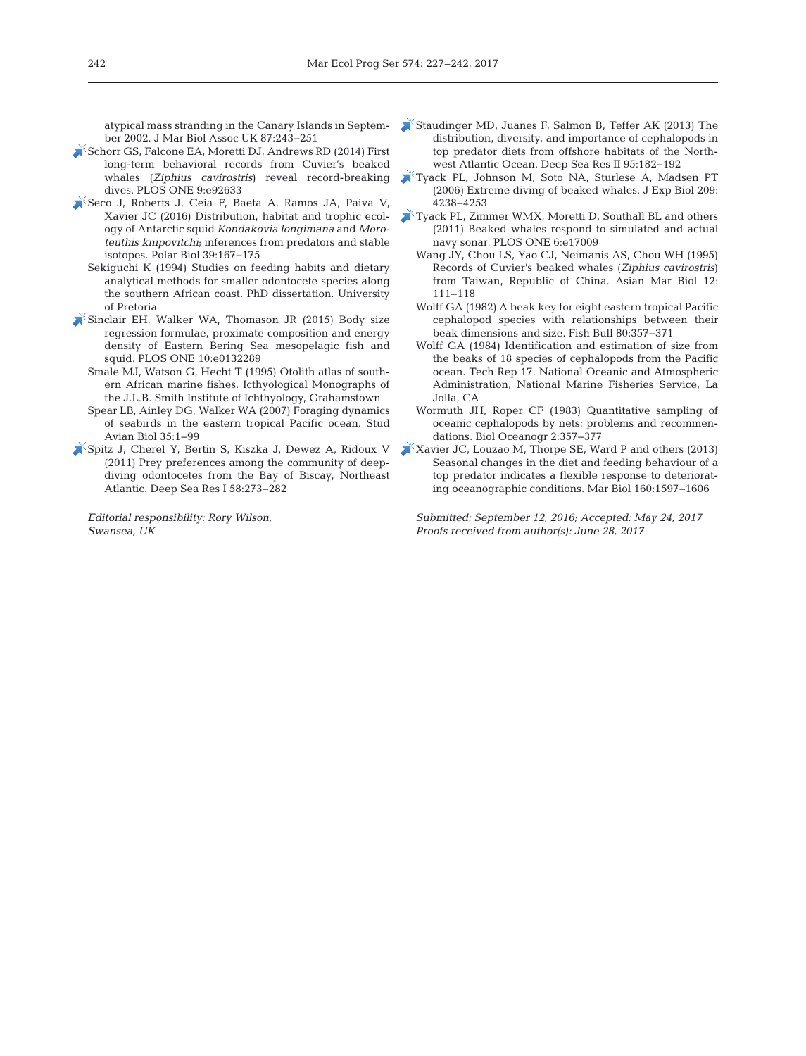atypical mass stranding in the Canary Islands in September 2002. J Mar Biol Assoc UK 87:243−251

Schorr GS, Falcone EA, Moretti DJ, Andrews RD (2014) First long-term behavioral records from Cuvier's beaked whales (*Ziphius cavirostris*) reveal record-breaking dives. PLOS ONE 9:e92633

Seco J, Roberts J, Ceia F, Baeta A, Ramos JA, Paiva V, Xavier JC (2016) Distribution, habitat and trophic ecology of Antarctic squid *Kondakovia longimana* and *Moroteuthis knipovitchi*; inferences from predators and stable isotopes. Polar Biol 39:167−175

Sekiguchi K (1994) Studies on feeding habits and dietary analytical methods for smaller odontocete species along the southern African coast. PhD dissertation. University of Pretoria

Sinclair EH, Walker WA, Thomason JR (2015) Body size regression formulae, proximate composition and energy density of Eastern Bering Sea mesopelagic fish and squid. PLOS ONE 10:e0132289

Smale MJ, Watson G, Hecht T (1995) Otolith atlas of southern African marine fishes. Icthyological Monographs of the J.L.B. Smith Institute of Ichthyology, Grahamstown

Spear LB, Ainley DG, Walker WA (2007) Foraging dynamics of seabirds in the eastern tropical Pacific ocean. Stud Avian Biol 35:1−99

Spitz J, Cherel Y, Bertin S, Kiszka J, Dewez A, Ridoux V (2011) Prey preferences among the community of deep-diving odontocetes from the Bay of Biscay, Northeast Atlantic. Deep Sea Res I 58:273−282

Staudinger MD, Juanes F, Salmon B, Teffer AK (2013) The distribution, diversity, and importance of cephalopods in top predator diets from offshore habitats of the Northwest Atlantic Ocean. Deep Sea Res II 95:182−192

Tyack PL, Johnson M, Soto NA, Sturlese A, Madsen PT (2006) Extreme diving of beaked whales. J Exp Biol 209: 4238−4253

Tyack PL, Zimmer WMX, Moretti D, Southall BL and others (2011) Beaked whales respond to simulated and actual navy sonar. PLOS ONE 6:e17009

Wang JY, Chou LS, Yao CJ, Neimanis AS, Chou WH (1995) Records of Cuvier's beaked whales (*Ziphius cavirostris*) from Taiwan, Republic of China. Asian Mar Biol 12: 111−118

Wolff GA (1982) A beak key for eight eastern tropical Pacific cephalopod species with relationships between their beak dimensions and size. Fish Bull 80:357−371

Wolff GA (1984) Identification and estimation of size from the beaks of 18 species of cephalopods from the Pacific ocean. Tech Rep 17. National Oceanic and Atmospheric Administration, National Marine Fisheries Service, La Jolla, CA

Wormuth JH, Roper CF (1983) Quantitative sampling of oceanic cephalopods by nets: problems and recommendations. Biol Oceanogr 2:357−377

Xavier JC, Louzao M, Thorpe SE, Ward P and others (2013) Seasonal changes in the diet and feeding behaviour of a top predator indicates a flexible response to deteriorating oceanographic conditions. Mar Biol 160:1597−1606

*Editorial responsibility: Rory Wilson, Swansea, UK*

*Submitted: September 12, 2016; Accepted: May 24, 2017*
*Proofs received from author(s): June 28, 2017*